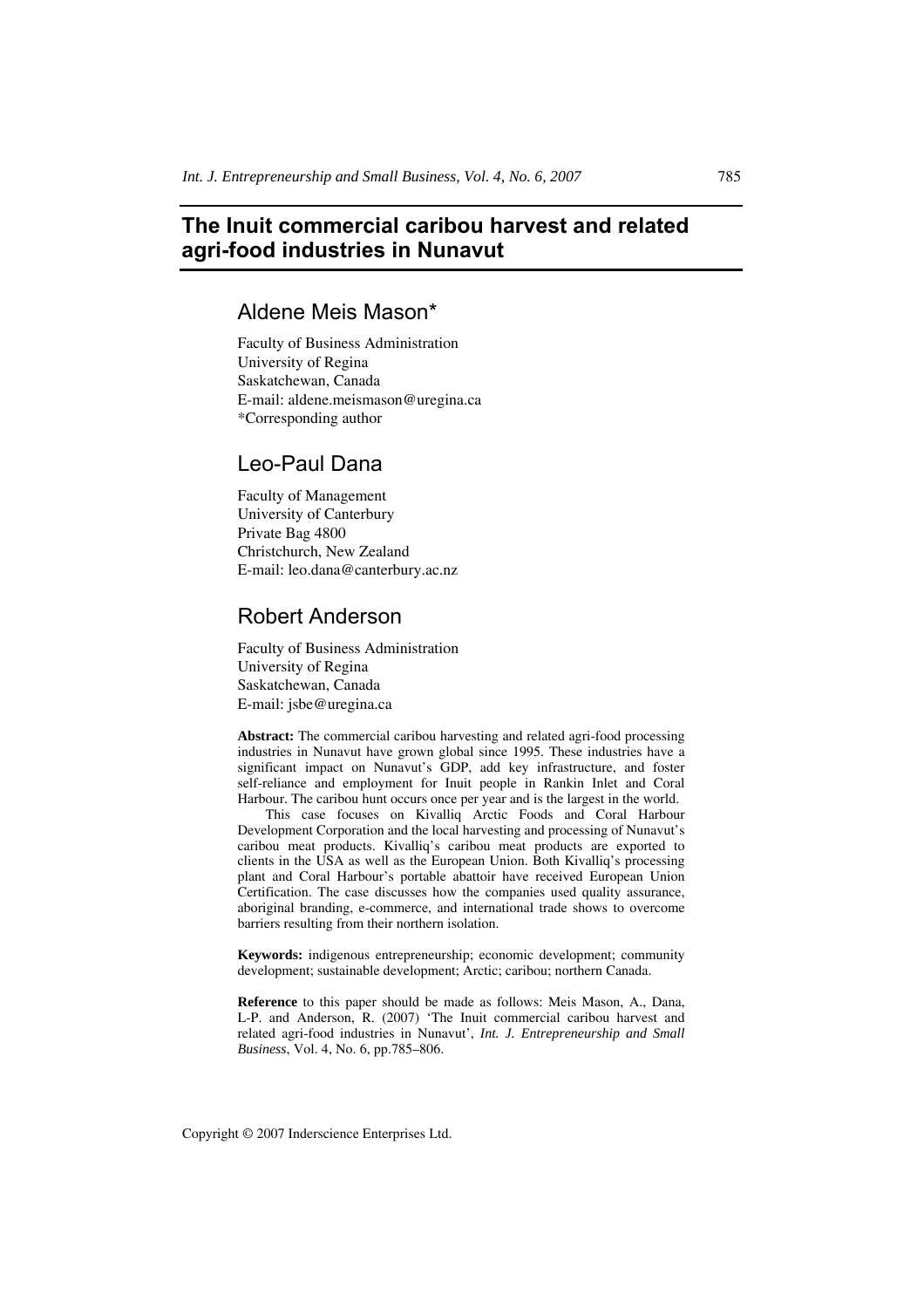# The Inuit commercial caribou harvest and related agri-food industries in Nunavut

## Aldene Meis Mason*

Faculty of Business Administration
University of Regina
Saskatchewan, Canada
E-mail: aldene.meismason@uregina.ca
*Corresponding author

## Leo-Paul Dana

Faculty of Management
University of Canterbury
Private Bag 4800
Christchurch, New Zealand
E-mail: leo.dana@canterbury.ac.nz

## Robert Anderson

Faculty of Business Administration
University of Regina
Saskatchewan, Canada
E-mail: jsbe@uregina.ca

**Abstract:** The commercial caribou harvesting and related agri-food processing industries in Nunavut have grown global since 1995. These industries have a significant impact on Nunavut's GDP, add key infrastructure, and foster self-reliance and employment for Inuit people in Rankin Inlet and Coral Harbour. The caribou hunt occurs once per year and is the largest in the world.

This case focuses on Kivalliq Arctic Foods and Coral Harbour Development Corporation and the local harvesting and processing of Nunavut's caribou meat products. Kivalliq's caribou meat products are exported to clients in the USA as well as the European Union. Both Kivalliq's processing plant and Coral Harbour's portable abattoir have received European Union Certification. The case discusses how the companies used quality assurance, aboriginal branding, e-commerce, and international trade shows to overcome barriers resulting from their northern isolation.

**Keywords:** indigenous entrepreneurship; economic development; community development; sustainable development; Arctic; caribou; northern Canada.

**Reference** to this paper should be made as follows: Meis Mason, A., Dana, L-P. and Anderson, R. (2007) 'The Inuit commercial caribou harvest and related agri-food industries in Nunavut', *Int. J. Entrepreneurship and Small Business*, Vol. 4, No. 6, pp.785–806.

Copyright © 2007 Inderscience Enterprises Ltd.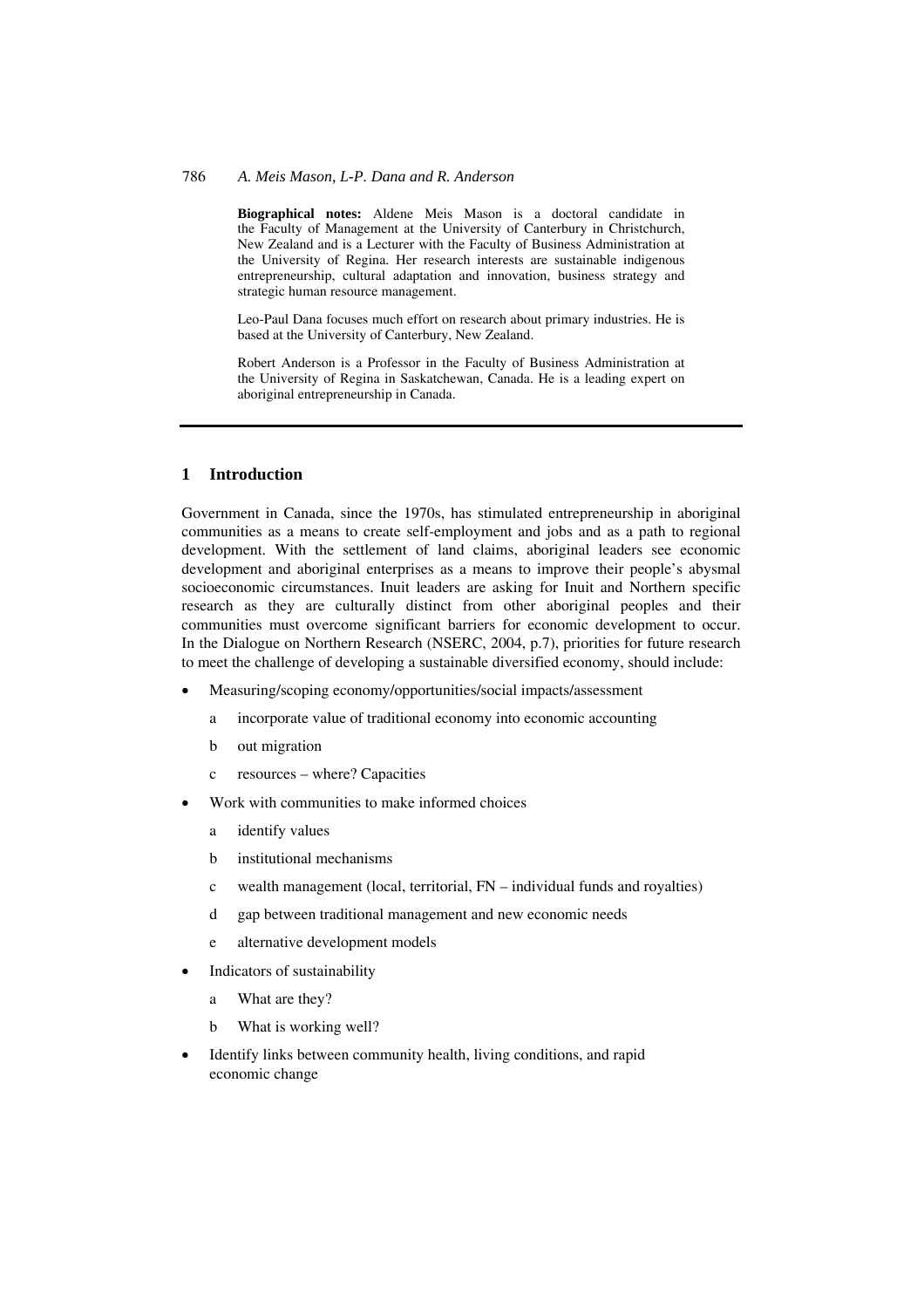**Biographical notes:** Aldene Meis Mason is a doctoral candidate in the Faculty of Management at the University of Canterbury in Christchurch, New Zealand and is a Lecturer with the Faculty of Business Administration at the University of Regina. Her research interests are sustainable indigenous entrepreneurship, cultural adaptation and innovation, business strategy and strategic human resource management.

Leo-Paul Dana focuses much effort on research about primary industries. He is based at the University of Canterbury, New Zealand.

Robert Anderson is a Professor in the Faculty of Business Administration at the University of Regina in Saskatchewan, Canada. He is a leading expert on aboriginal entrepreneurship in Canada.

## 1 Introduction

Government in Canada, since the 1970s, has stimulated entrepreneurship in aboriginal communities as a means to create self-employment and jobs and as a path to regional development. With the settlement of land claims, aboriginal leaders see economic development and aboriginal enterprises as a means to improve their people's abysmal socioeconomic circumstances. Inuit leaders are asking for Inuit and Northern specific research as they are culturally distinct from other aboriginal peoples and their communities must overcome significant barriers for economic development to occur. In the Dialogue on Northern Research (NSERC, 2004, p.7), priorities for future research to meet the challenge of developing a sustainable diversified economy, should include:

- Measuring/scoping economy/opportunities/social impacts/assessment
  - a incorporate value of traditional economy into economic accounting
  - b out migration
  - c resources – where? Capacities
- Work with communities to make informed choices
  - a identify values
  - b institutional mechanisms
  - c wealth management (local, territorial, FN – individual funds and royalties)
  - d gap between traditional management and new economic needs
  - e alternative development models
- Indicators of sustainability
  - a What are they?
  - b What is working well?
- Identify links between community health, living conditions, and rapid economic change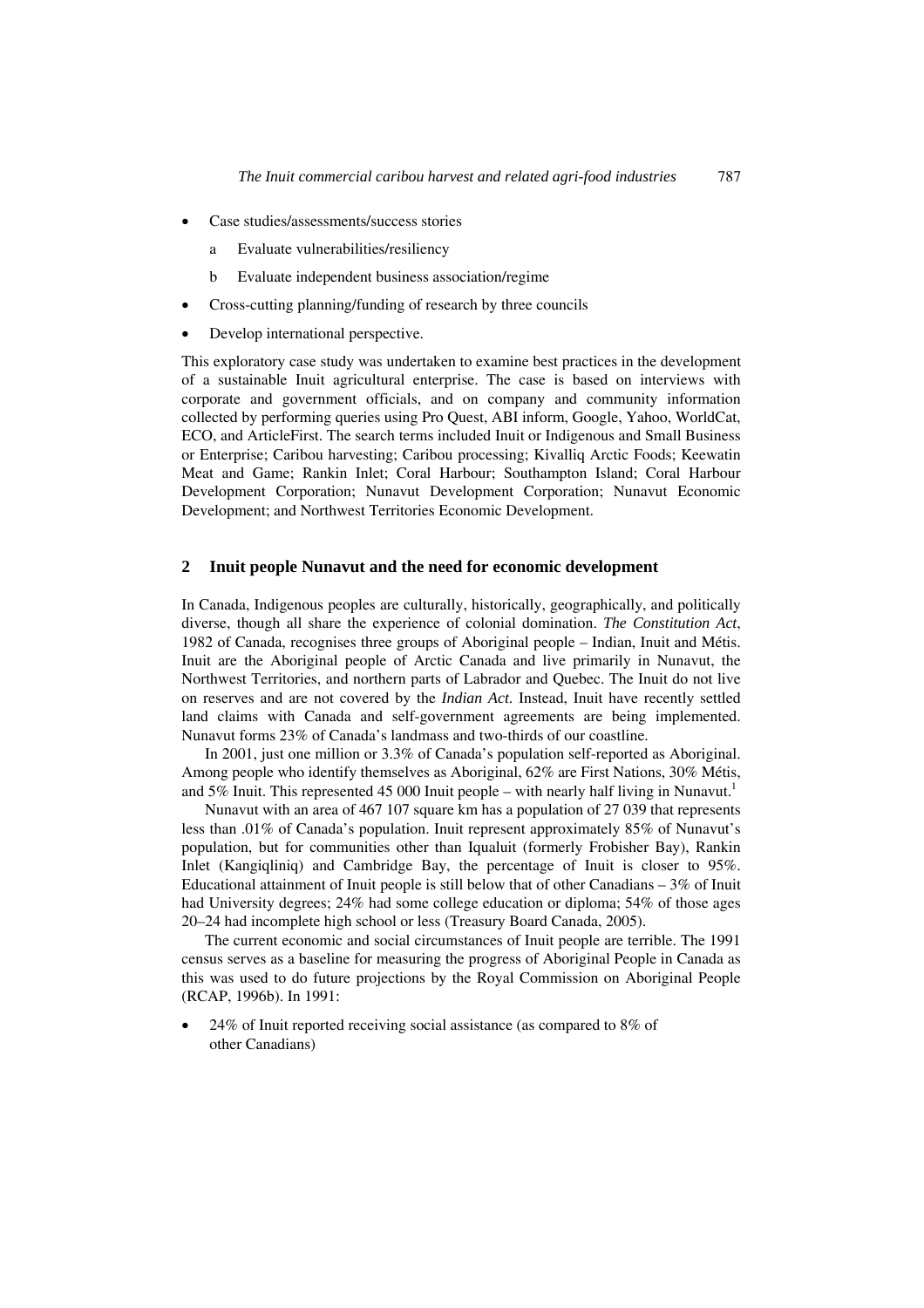- Case studies/assessments/success stories
  a Evaluate vulnerabilities/resiliency
  b Evaluate independent business association/regime
- Cross-cutting planning/funding of research by three councils
- Develop international perspective.

This exploratory case study was undertaken to examine best practices in the development of a sustainable Inuit agricultural enterprise. The case is based on interviews with corporate and government officials, and on company and community information collected by performing queries using Pro Quest, ABI inform, Google, Yahoo, WorldCat, ECO, and ArticleFirst. The search terms included Inuit or Indigenous and Small Business or Enterprise; Caribou harvesting; Caribou processing; Kivalliq Arctic Foods; Keewatin Meat and Game; Rankin Inlet; Coral Harbour; Southampton Island; Coral Harbour Development Corporation; Nunavut Development Corporation; Nunavut Economic Development; and Northwest Territories Economic Development.

## 2 Inuit people Nunavut and the need for economic development

In Canada, Indigenous peoples are culturally, historically, geographically, and politically diverse, though all share the experience of colonial domination. *The Constitution Act*, 1982 of Canada, recognises three groups of Aboriginal people – Indian, Inuit and Métis. Inuit are the Aboriginal people of Arctic Canada and live primarily in Nunavut, the Northwest Territories, and northern parts of Labrador and Quebec. The Inuit do not live on reserves and are not covered by the *Indian Act*. Instead, Inuit have recently settled land claims with Canada and self-government agreements are being implemented. Nunavut forms 23% of Canada's landmass and two-thirds of our coastline.

In 2001, just one million or 3.3% of Canada's population self-reported as Aboriginal. Among people who identify themselves as Aboriginal, 62% are First Nations, 30% Métis, and 5% Inuit. This represented 45 000 Inuit people – with nearly half living in Nunavut.[1]

Nunavut with an area of 467 107 square km has a population of 27 039 that represents less than .01% of Canada's population. Inuit represent approximately 85% of Nunavut's population, but for communities other than Iqualuit (formerly Frobisher Bay), Rankin Inlet (Kangiqliniq) and Cambridge Bay, the percentage of Inuit is closer to 95%. Educational attainment of Inuit people is still below that of other Canadians – 3% of Inuit had University degrees; 24% had some college education or diploma; 54% of those ages 20–24 had incomplete high school or less (Treasury Board Canada, 2005).

The current economic and social circumstances of Inuit people are terrible. The 1991 census serves as a baseline for measuring the progress of Aboriginal People in Canada as this was used to do future projections by the Royal Commission on Aboriginal People (RCAP, 1996b). In 1991:

- 24% of Inuit reported receiving social assistance (as compared to 8% of other Canadians)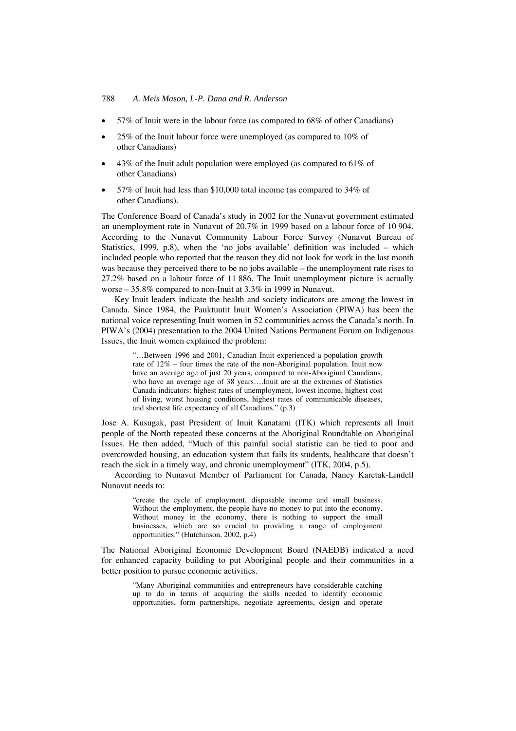- 57% of Inuit were in the labour force (as compared to 68% of other Canadians)
- 25% of the Inuit labour force were unemployed (as compared to 10% of other Canadians)
- 43% of the Inuit adult population were employed (as compared to 61% of other Canadians)
- 57% of Inuit had less than \$10,000 total income (as compared to 34% of other Canadians).

The Conference Board of Canada's study in 2002 for the Nunavut government estimated an unemployment rate in Nunavut of 20.7% in 1999 based on a labour force of 10 904. According to the Nunavut Community Labour Force Survey (Nunavut Bureau of Statistics, 1999, p.8), when the 'no jobs available' definition was included – which included people who reported that the reason they did not look for work in the last month was because they perceived there to be no jobs available – the unemployment rate rises to 27.2% based on a labour force of 11 886. The Inuit unemployment picture is actually worse – 35.8% compared to non-Inuit at 3.3% in 1999 in Nunavut.

Key Inuit leaders indicate the health and society indicators are among the lowest in Canada. Since 1984, the Pauktuutit Inuit Women's Association (PIWA) has been the national voice representing Inuit women in 52 communities across the Canada's north. In PIWA's (2004) presentation to the 2004 United Nations Permanent Forum on Indigenous Issues, the Inuit women explained the problem:

> "…Between 1996 and 2001, Canadian Inuit experienced a population growth rate of 12% – four times the rate of the non-Aboriginal population. Inuit now have an average age of just 20 years, compared to non-Aboriginal Canadians, who have an average age of 38 years….Inuit are at the extremes of Statistics Canada indicators: highest rates of unemployment, lowest income, highest cost of living, worst housing conditions, highest rates of communicable diseases, and shortest life expectancy of all Canadians." (p.3)

Jose A. Kusugak, past President of Inuit Kanatami (ITK) which represents all Inuit people of the North repeated these concerns at the Aboriginal Roundtable on Aboriginal Issues. He then added, "Much of this painful social statistic can be tied to poor and overcrowded housing, an education system that fails its students, healthcare that doesn't reach the sick in a timely way, and chronic unemployment" (ITK, 2004, p.5).

According to Nunavut Member of Parliament for Canada, Nancy Karetak-Lindell Nunavut needs to:

> "create the cycle of employment, disposable income and small business. Without the employment, the people have no money to put into the economy. Without money in the economy, there is nothing to support the small businesses, which are so crucial to providing a range of employment opportunities." (Hutchinson, 2002, p.4)

The National Aboriginal Economic Development Board (NAEDB) indicated a need for enhanced capacity building to put Aboriginal people and their communities in a better position to pursue economic activities.

> "Many Aboriginal communities and entrepreneurs have considerable catching up to do in terms of acquiring the skills needed to identify economic opportunities, form partnerships, negotiate agreements, design and operate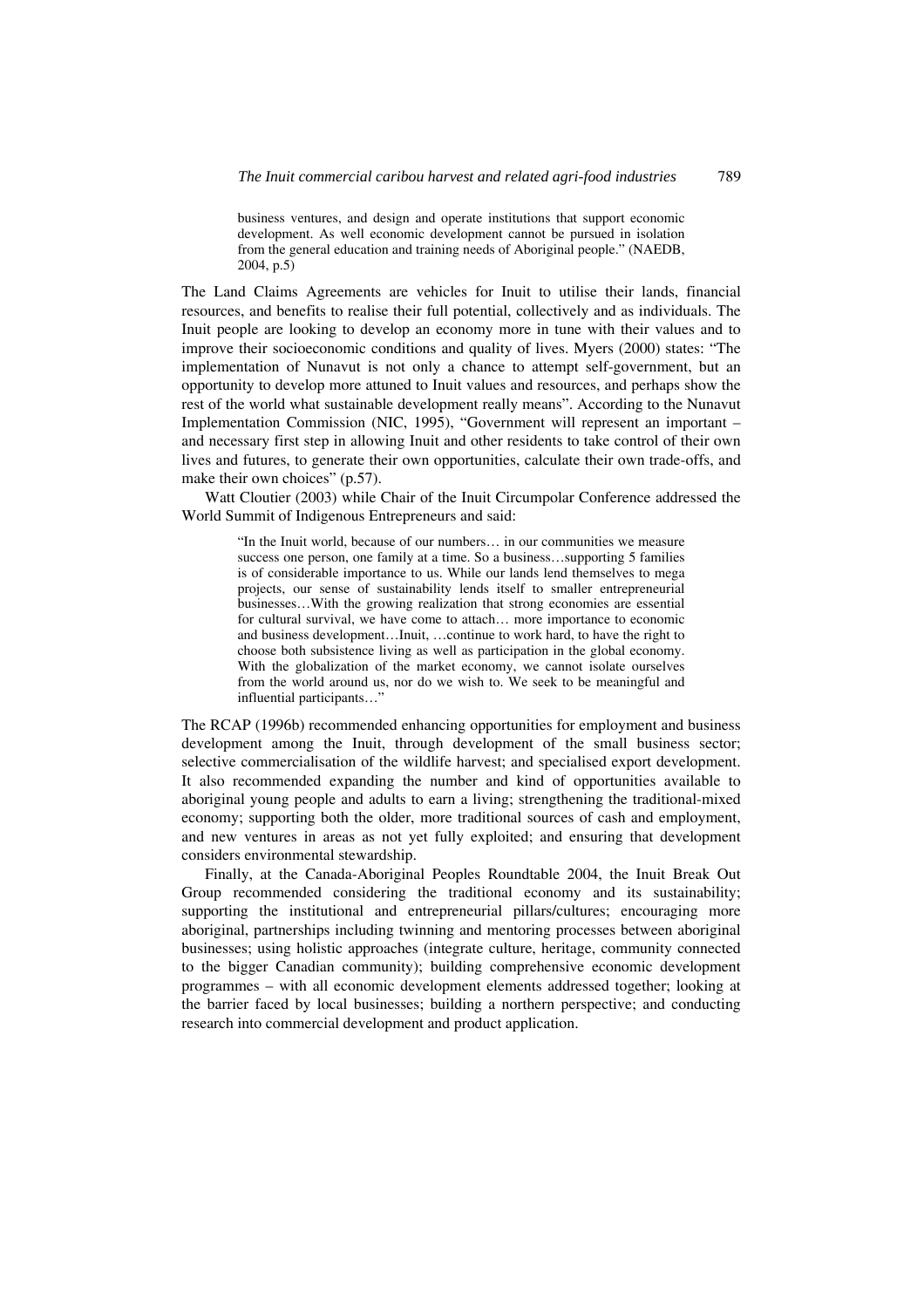> business ventures, and design and operate institutions that support economic development. As well economic development cannot be pursued in isolation from the general education and training needs of Aboriginal people." (NAEDB, 2004, p.5)

The Land Claims Agreements are vehicles for Inuit to utilise their lands, financial resources, and benefits to realise their full potential, collectively and as individuals. The Inuit people are looking to develop an economy more in tune with their values and to improve their socioeconomic conditions and quality of lives. Myers (2000) states: "The implementation of Nunavut is not only a chance to attempt self-government, but an opportunity to develop more attuned to Inuit values and resources, and perhaps show the rest of the world what sustainable development really means". According to the Nunavut Implementation Commission (NIC, 1995), "Government will represent an important – and necessary first step in allowing Inuit and other residents to take control of their own lives and futures, to generate their own opportunities, calculate their own trade-offs, and make their own choices" (p.57).

Watt Cloutier (2003) while Chair of the Inuit Circumpolar Conference addressed the World Summit of Indigenous Entrepreneurs and said:

> "In the Inuit world, because of our numbers… in our communities we measure success one person, one family at a time. So a business…supporting 5 families is of considerable importance to us. While our lands lend themselves to mega projects, our sense of sustainability lends itself to smaller entrepreneurial businesses…With the growing realization that strong economies are essential for cultural survival, we have come to attach… more importance to economic and business development…Inuit, …continue to work hard, to have the right to choose both subsistence living as well as participation in the global economy. With the globalization of the market economy, we cannot isolate ourselves from the world around us, nor do we wish to. We seek to be meaningful and influential participants…"

The RCAP (1996b) recommended enhancing opportunities for employment and business development among the Inuit, through development of the small business sector; selective commercialisation of the wildlife harvest; and specialised export development. It also recommended expanding the number and kind of opportunities available to aboriginal young people and adults to earn a living; strengthening the traditional-mixed economy; supporting both the older, more traditional sources of cash and employment, and new ventures in areas as not yet fully exploited; and ensuring that development considers environmental stewardship.

Finally, at the Canada-Aboriginal Peoples Roundtable 2004, the Inuit Break Out Group recommended considering the traditional economy and its sustainability; supporting the institutional and entrepreneurial pillars/cultures; encouraging more aboriginal, partnerships including twinning and mentoring processes between aboriginal businesses; using holistic approaches (integrate culture, heritage, community connected to the bigger Canadian community); building comprehensive economic development programmes – with all economic development elements addressed together; looking at the barrier faced by local businesses; building a northern perspective; and conducting research into commercial development and product application.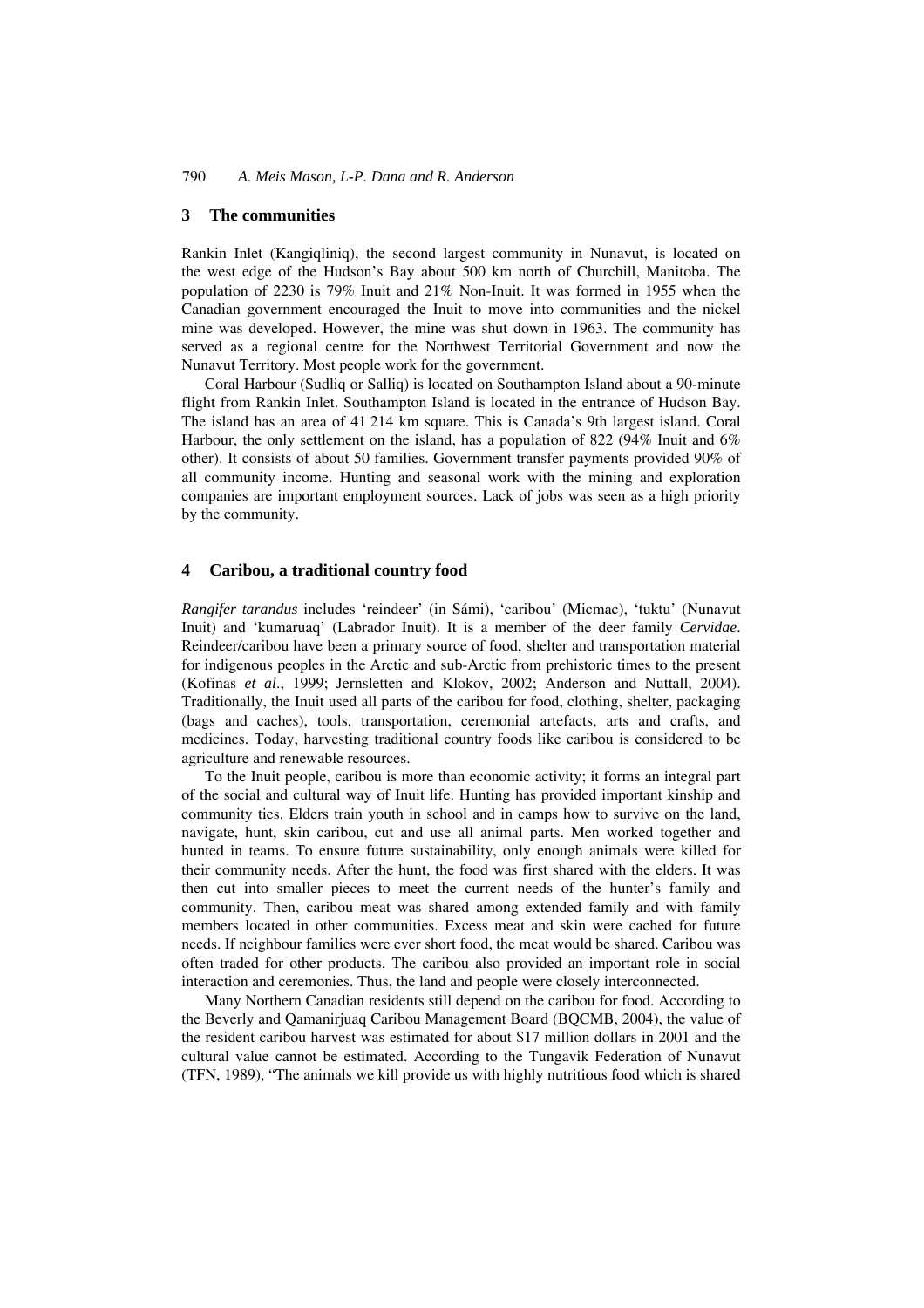## 3 The communities

Rankin Inlet (Kangiqliniq), the second largest community in Nunavut, is located on the west edge of the Hudson's Bay about 500 km north of Churchill, Manitoba. The population of 2230 is 79% Inuit and 21% Non-Inuit. It was formed in 1955 when the Canadian government encouraged the Inuit to move into communities and the nickel mine was developed. However, the mine was shut down in 1963. The community has served as a regional centre for the Northwest Territorial Government and now the Nunavut Territory. Most people work for the government.

Coral Harbour (Sudliq or Salliq) is located on Southampton Island about a 90-minute flight from Rankin Inlet. Southampton Island is located in the entrance of Hudson Bay. The island has an area of 41 214 km square. This is Canada's 9th largest island. Coral Harbour, the only settlement on the island, has a population of 822 (94% Inuit and 6% other). It consists of about 50 families. Government transfer payments provided 90% of all community income. Hunting and seasonal work with the mining and exploration companies are important employment sources. Lack of jobs was seen as a high priority by the community.

## 4 Caribou, a traditional country food

*Rangifer tarandus* includes 'reindeer' (in Sámi), 'caribou' (Micmac), 'tuktu' (Nunavut Inuit) and 'kumaruaq' (Labrador Inuit). It is a member of the deer family *Cervidae*. Reindeer/caribou have been a primary source of food, shelter and transportation material for indigenous peoples in the Arctic and sub-Arctic from prehistoric times to the present (Kofinas *et al*., 1999; Jernsletten and Klokov, 2002; Anderson and Nuttall, 2004). Traditionally, the Inuit used all parts of the caribou for food, clothing, shelter, packaging (bags and caches), tools, transportation, ceremonial artefacts, arts and crafts, and medicines. Today, harvesting traditional country foods like caribou is considered to be agriculture and renewable resources.

To the Inuit people, caribou is more than economic activity; it forms an integral part of the social and cultural way of Inuit life. Hunting has provided important kinship and community ties. Elders train youth in school and in camps how to survive on the land, navigate, hunt, skin caribou, cut and use all animal parts. Men worked together and hunted in teams. To ensure future sustainability, only enough animals were killed for their community needs. After the hunt, the food was first shared with the elders. It was then cut into smaller pieces to meet the current needs of the hunter's family and community. Then, caribou meat was shared among extended family and with family members located in other communities. Excess meat and skin were cached for future needs. If neighbour families were ever short food, the meat would be shared. Caribou was often traded for other products. The caribou also provided an important role in social interaction and ceremonies. Thus, the land and people were closely interconnected.

Many Northern Canadian residents still depend on the caribou for food. According to the Beverly and Qamanirjuaq Caribou Management Board (BQCMB, 2004), the value of the resident caribou harvest was estimated for about $17 million dollars in 2001 and the cultural value cannot be estimated. According to the Tungavik Federation of Nunavut (TFN, 1989), "The animals we kill provide us with highly nutritious food which is shared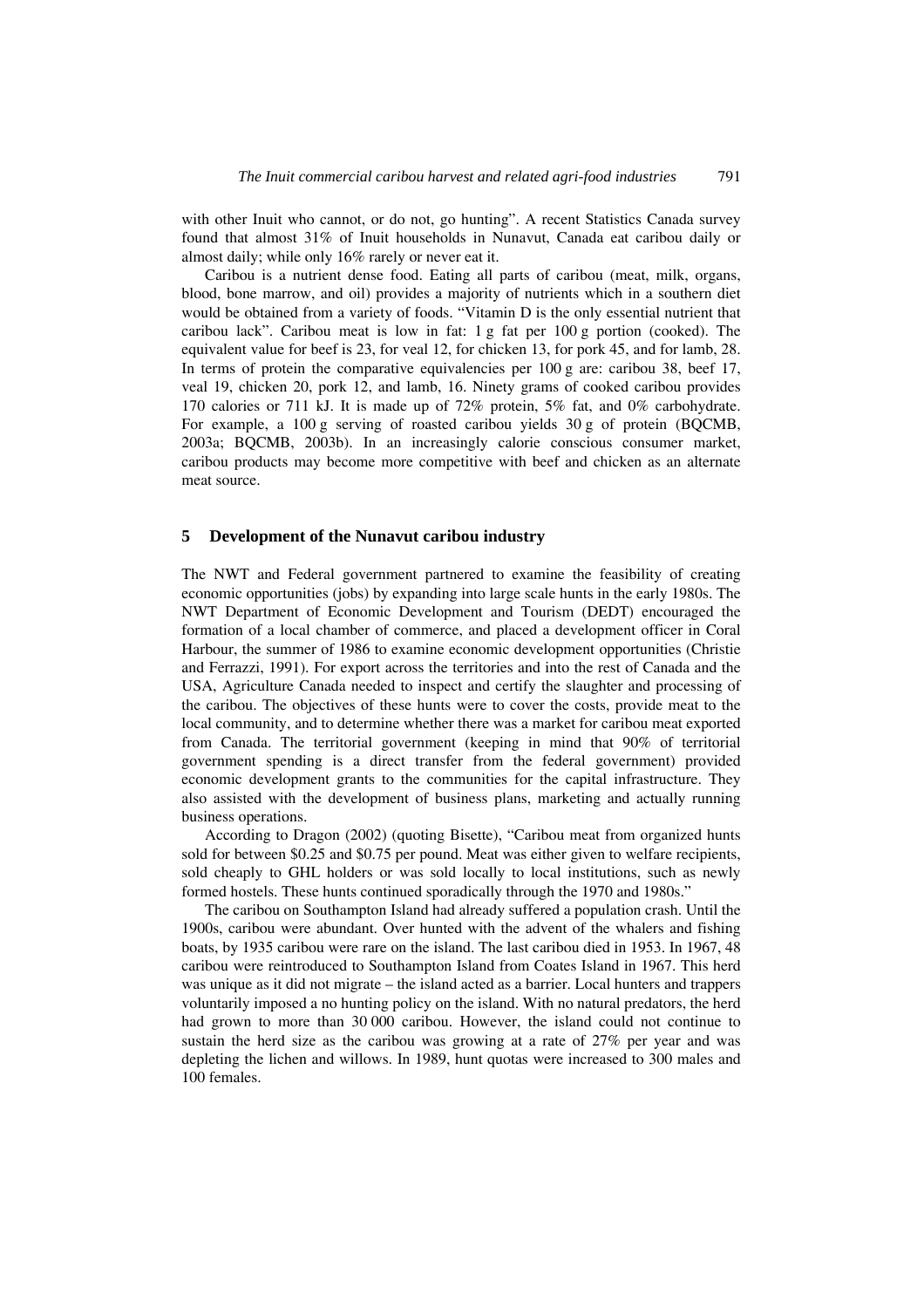with other Inuit who cannot, or do not, go hunting". A recent Statistics Canada survey found that almost 31% of Inuit households in Nunavut, Canada eat caribou daily or almost daily; while only 16% rarely or never eat it.

Caribou is a nutrient dense food. Eating all parts of caribou (meat, milk, organs, blood, bone marrow, and oil) provides a majority of nutrients which in a southern diet would be obtained from a variety of foods. "Vitamin D is the only essential nutrient that caribou lack". Caribou meat is low in fat: 1 g fat per 100 g portion (cooked). The equivalent value for beef is 23, for veal 12, for chicken 13, for pork 45, and for lamb, 28. In terms of protein the comparative equivalencies per 100 g are: caribou 38, beef 17, veal 19, chicken 20, pork 12, and lamb, 16. Ninety grams of cooked caribou provides 170 calories or 711 kJ. It is made up of 72% protein, 5% fat, and 0% carbohydrate. For example, a 100 g serving of roasted caribou yields 30 g of protein (BQCMB, 2003a; BQCMB, 2003b). In an increasingly calorie conscious consumer market, caribou products may become more competitive with beef and chicken as an alternate meat source.

## 5 Development of the Nunavut caribou industry

The NWT and Federal government partnered to examine the feasibility of creating economic opportunities (jobs) by expanding into large scale hunts in the early 1980s. The NWT Department of Economic Development and Tourism (DEDT) encouraged the formation of a local chamber of commerce, and placed a development officer in Coral Harbour, the summer of 1986 to examine economic development opportunities (Christie and Ferrazzi, 1991). For export across the territories and into the rest of Canada and the USA, Agriculture Canada needed to inspect and certify the slaughter and processing of the caribou. The objectives of these hunts were to cover the costs, provide meat to the local community, and to determine whether there was a market for caribou meat exported from Canada. The territorial government (keeping in mind that 90% of territorial government spending is a direct transfer from the federal government) provided economic development grants to the communities for the capital infrastructure. They also assisted with the development of business plans, marketing and actually running business operations.

According to Dragon (2002) (quoting Bisette), "Caribou meat from organized hunts sold for between \$0.25 and \$0.75 per pound. Meat was either given to welfare recipients, sold cheaply to GHL holders or was sold locally to local institutions, such as newly formed hostels. These hunts continued sporadically through the 1970 and 1980s."

The caribou on Southampton Island had already suffered a population crash. Until the 1900s, caribou were abundant. Over hunted with the advent of the whalers and fishing boats, by 1935 caribou were rare on the island. The last caribou died in 1953. In 1967, 48 caribou were reintroduced to Southampton Island from Coates Island in 1967. This herd was unique as it did not migrate – the island acted as a barrier. Local hunters and trappers voluntarily imposed a no hunting policy on the island. With no natural predators, the herd had grown to more than 30 000 caribou. However, the island could not continue to sustain the herd size as the caribou was growing at a rate of 27% per year and was depleting the lichen and willows. In 1989, hunt quotas were increased to 300 males and 100 females.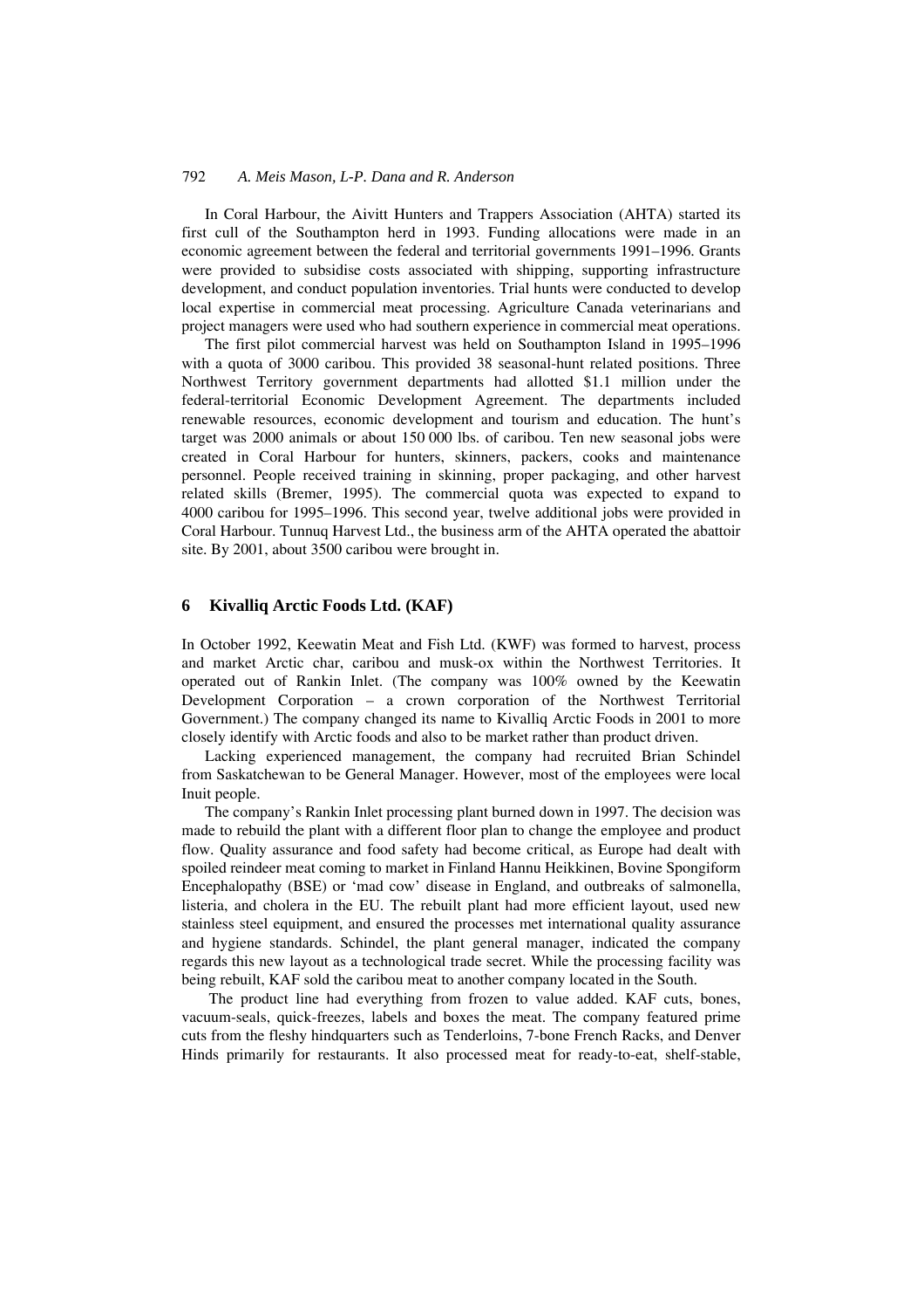In Coral Harbour, the Aivitt Hunters and Trappers Association (AHTA) started its first cull of the Southampton herd in 1993. Funding allocations were made in an economic agreement between the federal and territorial governments 1991–1996. Grants were provided to subsidise costs associated with shipping, supporting infrastructure development, and conduct population inventories. Trial hunts were conducted to develop local expertise in commercial meat processing. Agriculture Canada veterinarians and project managers were used who had southern experience in commercial meat operations.

The first pilot commercial harvest was held on Southampton Island in 1995–1996 with a quota of 3000 caribou. This provided 38 seasonal-hunt related positions. Three Northwest Territory government departments had allotted \$1.1 million under the federal-territorial Economic Development Agreement. The departments included renewable resources, economic development and tourism and education. The hunt's target was 2000 animals or about 150 000 lbs. of caribou. Ten new seasonal jobs were created in Coral Harbour for hunters, skinners, packers, cooks and maintenance personnel. People received training in skinning, proper packaging, and other harvest related skills (Bremer, 1995). The commercial quota was expected to expand to 4000 caribou for 1995–1996. This second year, twelve additional jobs were provided in Coral Harbour. Tunnuq Harvest Ltd., the business arm of the AHTA operated the abattoir site. By 2001, about 3500 caribou were brought in.

## 6 Kivalliq Arctic Foods Ltd. (KAF)

In October 1992, Keewatin Meat and Fish Ltd. (KWF) was formed to harvest, process and market Arctic char, caribou and musk-ox within the Northwest Territories. It operated out of Rankin Inlet. (The company was 100% owned by the Keewatin Development Corporation – a crown corporation of the Northwest Territorial Government.) The company changed its name to Kivalliq Arctic Foods in 2001 to more closely identify with Arctic foods and also to be market rather than product driven.

Lacking experienced management, the company had recruited Brian Schindel from Saskatchewan to be General Manager. However, most of the employees were local Inuit people.

The company's Rankin Inlet processing plant burned down in 1997. The decision was made to rebuild the plant with a different floor plan to change the employee and product flow. Quality assurance and food safety had become critical, as Europe had dealt with spoiled reindeer meat coming to market in Finland Hannu Heikkinen, Bovine Spongiform Encephalopathy (BSE) or 'mad cow' disease in England, and outbreaks of salmonella, listeria, and cholera in the EU. The rebuilt plant had more efficient layout, used new stainless steel equipment, and ensured the processes met international quality assurance and hygiene standards. Schindel, the plant general manager, indicated the company regards this new layout as a technological trade secret. While the processing facility was being rebuilt, KAF sold the caribou meat to another company located in the South.

The product line had everything from frozen to value added. KAF cuts, bones, vacuum-seals, quick-freezes, labels and boxes the meat. The company featured prime cuts from the fleshy hindquarters such as Tenderloins, 7-bone French Racks, and Denver Hinds primarily for restaurants. It also processed meat for ready-to-eat, shelf-stable,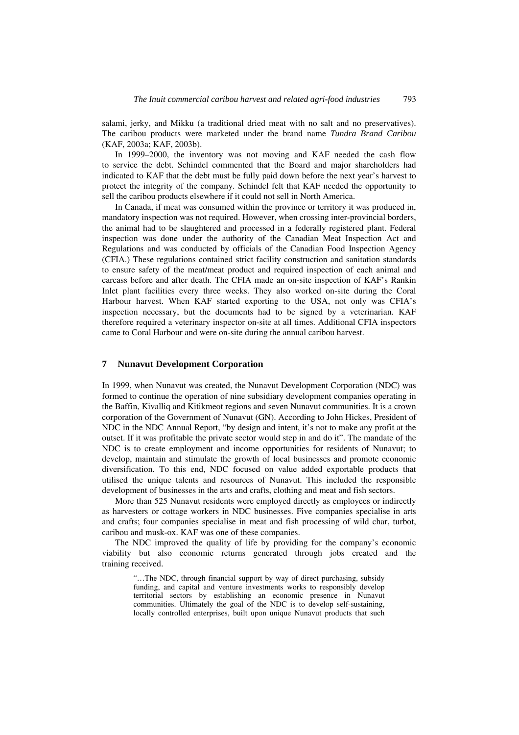salami, jerky, and Mikku (a traditional dried meat with no salt and no preservatives). The caribou products were marketed under the brand name *Tundra Brand Caribou* (KAF, 2003a; KAF, 2003b).

In 1999–2000, the inventory was not moving and KAF needed the cash flow to service the debt. Schindel commented that the Board and major shareholders had indicated to KAF that the debt must be fully paid down before the next year's harvest to protect the integrity of the company. Schindel felt that KAF needed the opportunity to sell the caribou products elsewhere if it could not sell in North America.

In Canada, if meat was consumed within the province or territory it was produced in, mandatory inspection was not required. However, when crossing inter-provincial borders, the animal had to be slaughtered and processed in a federally registered plant. Federal inspection was done under the authority of the Canadian Meat Inspection Act and Regulations and was conducted by officials of the Canadian Food Inspection Agency (CFIA.) These regulations contained strict facility construction and sanitation standards to ensure safety of the meat/meat product and required inspection of each animal and carcass before and after death. The CFIA made an on-site inspection of KAF's Rankin Inlet plant facilities every three weeks. They also worked on-site during the Coral Harbour harvest. When KAF started exporting to the USA, not only was CFIA's inspection necessary, but the documents had to be signed by a veterinarian. KAF therefore required a veterinary inspector on-site at all times. Additional CFIA inspectors came to Coral Harbour and were on-site during the annual caribou harvest.

## 7 Nunavut Development Corporation

In 1999, when Nunavut was created, the Nunavut Development Corporation (NDC) was formed to continue the operation of nine subsidiary development companies operating in the Baffin, Kivalliq and Kitikmeot regions and seven Nunavut communities. It is a crown corporation of the Government of Nunavut (GN). According to John Hickes, President of NDC in the NDC Annual Report, "by design and intent, it's not to make any profit at the outset. If it was profitable the private sector would step in and do it". The mandate of the NDC is to create employment and income opportunities for residents of Nunavut; to develop, maintain and stimulate the growth of local businesses and promote economic diversification. To this end, NDC focused on value added exportable products that utilised the unique talents and resources of Nunavut. This included the responsible development of businesses in the arts and crafts, clothing and meat and fish sectors.

More than 525 Nunavut residents were employed directly as employees or indirectly as harvesters or cottage workers in NDC businesses. Five companies specialise in arts and crafts; four companies specialise in meat and fish processing of wild char, turbot, caribou and musk-ox. KAF was one of these companies.

The NDC improved the quality of life by providing for the company's economic viability but also economic returns generated through jobs created and the training received.

> "…The NDC, through financial support by way of direct purchasing, subsidy funding, and capital and venture investments works to responsibly develop territorial sectors by establishing an economic presence in Nunavut communities. Ultimately the goal of the NDC is to develop self-sustaining, locally controlled enterprises, built upon unique Nunavut products that such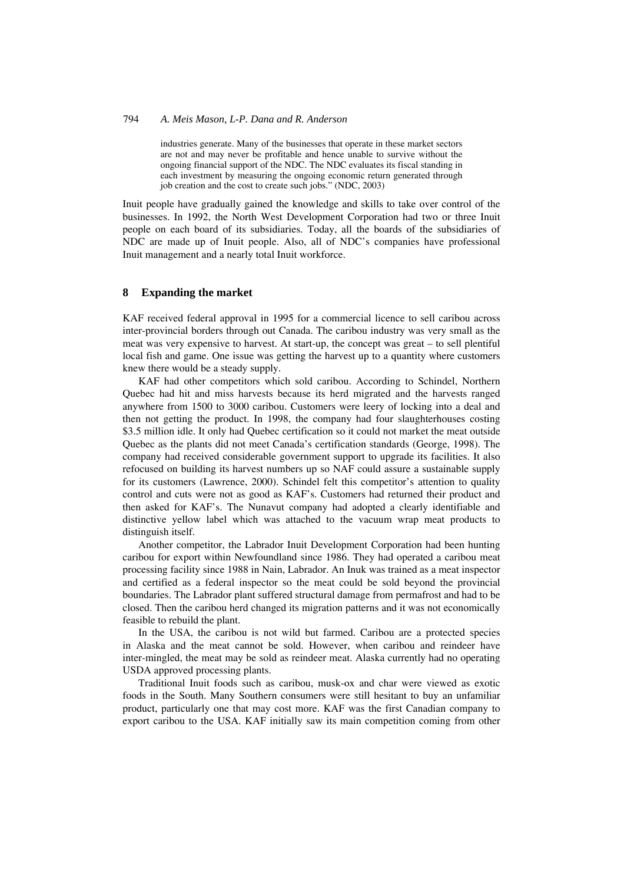> industries generate. Many of the businesses that operate in these market sectors are not and may never be profitable and hence unable to survive without the ongoing financial support of the NDC. The NDC evaluates its fiscal standing in each investment by measuring the ongoing economic return generated through job creation and the cost to create such jobs." (NDC, 2003)

Inuit people have gradually gained the knowledge and skills to take over control of the businesses. In 1992, the North West Development Corporation had two or three Inuit people on each board of its subsidiaries. Today, all the boards of the subsidiaries of NDC are made up of Inuit people. Also, all of NDC's companies have professional Inuit management and a nearly total Inuit workforce.

## 8 Expanding the market

KAF received federal approval in 1995 for a commercial licence to sell caribou across inter-provincial borders through out Canada. The caribou industry was very small as the meat was very expensive to harvest. At start-up, the concept was great – to sell plentiful local fish and game. One issue was getting the harvest up to a quantity where customers knew there would be a steady supply.

KAF had other competitors which sold caribou. According to Schindel, Northern Quebec had hit and miss harvests because its herd migrated and the harvests ranged anywhere from 1500 to 3000 caribou. Customers were leery of locking into a deal and then not getting the product. In 1998, the company had four slaughterhouses costing \$3.5 million idle. It only had Quebec certification so it could not market the meat outside Quebec as the plants did not meet Canada's certification standards (George, 1998). The company had received considerable government support to upgrade its facilities. It also refocused on building its harvest numbers up so NAF could assure a sustainable supply for its customers (Lawrence, 2000). Schindel felt this competitor's attention to quality control and cuts were not as good as KAF's. Customers had returned their product and then asked for KAF's. The Nunavut company had adopted a clearly identifiable and distinctive yellow label which was attached to the vacuum wrap meat products to distinguish itself.

Another competitor, the Labrador Inuit Development Corporation had been hunting caribou for export within Newfoundland since 1986. They had operated a caribou meat processing facility since 1988 in Nain, Labrador. An Inuk was trained as a meat inspector and certified as a federal inspector so the meat could be sold beyond the provincial boundaries. The Labrador plant suffered structural damage from permafrost and had to be closed. Then the caribou herd changed its migration patterns and it was not economically feasible to rebuild the plant.

In the USA, the caribou is not wild but farmed. Caribou are a protected species in Alaska and the meat cannot be sold. However, when caribou and reindeer have inter-mingled, the meat may be sold as reindeer meat. Alaska currently had no operating USDA approved processing plants.

Traditional Inuit foods such as caribou, musk-ox and char were viewed as exotic foods in the South. Many Southern consumers were still hesitant to buy an unfamiliar product, particularly one that may cost more. KAF was the first Canadian company to export caribou to the USA. KAF initially saw its main competition coming from other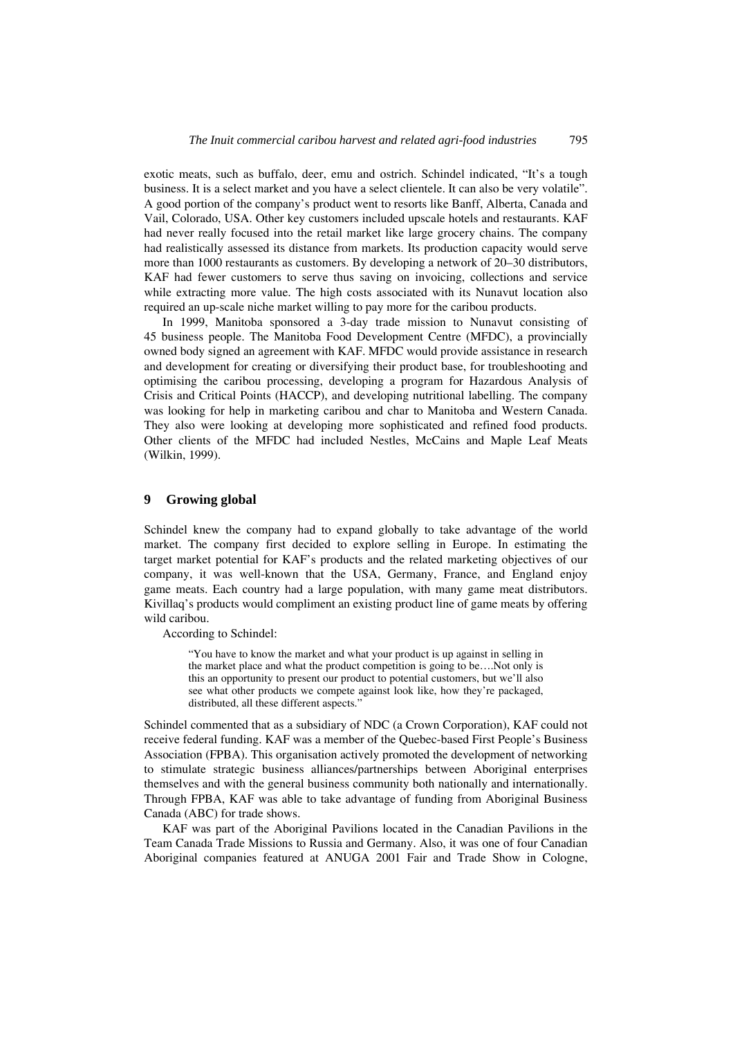exotic meats, such as buffalo, deer, emu and ostrich. Schindel indicated, "It's a tough business. It is a select market and you have a select clientele. It can also be very volatile". A good portion of the company's product went to resorts like Banff, Alberta, Canada and Vail, Colorado, USA. Other key customers included upscale hotels and restaurants. KAF had never really focused into the retail market like large grocery chains. The company had realistically assessed its distance from markets. Its production capacity would serve more than 1000 restaurants as customers. By developing a network of 20–30 distributors, KAF had fewer customers to serve thus saving on invoicing, collections and service while extracting more value. The high costs associated with its Nunavut location also required an up-scale niche market willing to pay more for the caribou products.

In 1999, Manitoba sponsored a 3-day trade mission to Nunavut consisting of 45 business people. The Manitoba Food Development Centre (MFDC), a provincially owned body signed an agreement with KAF. MFDC would provide assistance in research and development for creating or diversifying their product base, for troubleshooting and optimising the caribou processing, developing a program for Hazardous Analysis of Crisis and Critical Points (HACCP), and developing nutritional labelling. The company was looking for help in marketing caribou and char to Manitoba and Western Canada. They also were looking at developing more sophisticated and refined food products. Other clients of the MFDC had included Nestles, McCains and Maple Leaf Meats (Wilkin, 1999).

## 9 Growing global

Schindel knew the company had to expand globally to take advantage of the world market. The company first decided to explore selling in Europe. In estimating the target market potential for KAF's products and the related marketing objectives of our company, it was well-known that the USA, Germany, France, and England enjoy game meats. Each country had a large population, with many game meat distributors. Kivillaq's products would compliment an existing product line of game meats by offering wild caribou.

According to Schindel:

> "You have to know the market and what your product is up against in selling in the market place and what the product competition is going to be….Not only is this an opportunity to present our product to potential customers, but we'll also see what other products we compete against look like, how they're packaged, distributed, all these different aspects."

Schindel commented that as a subsidiary of NDC (a Crown Corporation), KAF could not receive federal funding. KAF was a member of the Quebec-based First People's Business Association (FPBA). This organisation actively promoted the development of networking to stimulate strategic business alliances/partnerships between Aboriginal enterprises themselves and with the general business community both nationally and internationally. Through FPBA, KAF was able to take advantage of funding from Aboriginal Business Canada (ABC) for trade shows.

KAF was part of the Aboriginal Pavilions located in the Canadian Pavilions in the Team Canada Trade Missions to Russia and Germany. Also, it was one of four Canadian Aboriginal companies featured at ANUGA 2001 Fair and Trade Show in Cologne,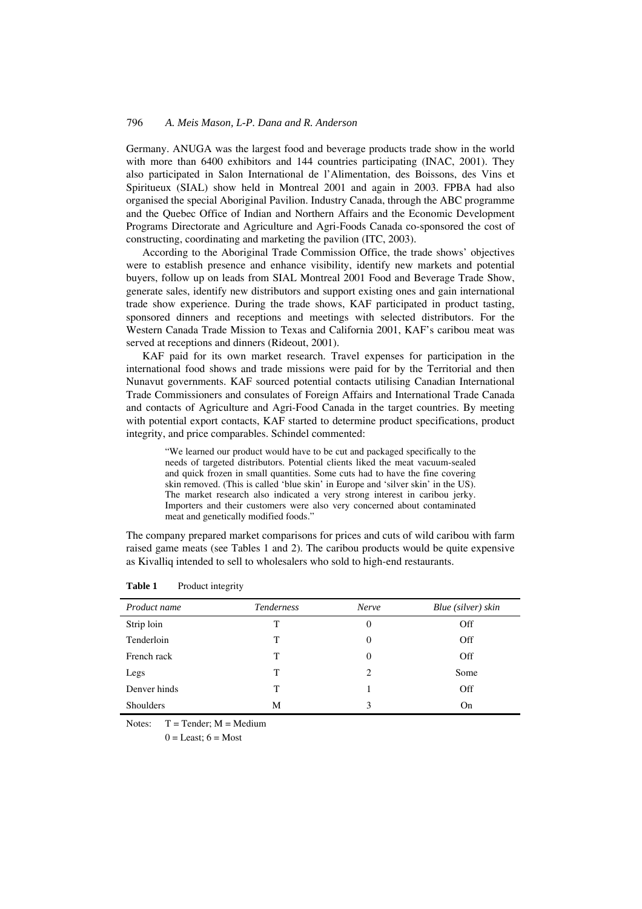Germany. ANUGA was the largest food and beverage products trade show in the world with more than 6400 exhibitors and 144 countries participating (INAC, 2001). They also participated in Salon International de l'Alimentation, des Boissons, des Vins et Spiritueux (SIAL) show held in Montreal 2001 and again in 2003. FPBA had also organised the special Aboriginal Pavilion. Industry Canada, through the ABC programme and the Quebec Office of Indian and Northern Affairs and the Economic Development Programs Directorate and Agriculture and Agri-Foods Canada co-sponsored the cost of constructing, coordinating and marketing the pavilion (ITC, 2003).

According to the Aboriginal Trade Commission Office, the trade shows' objectives were to establish presence and enhance visibility, identify new markets and potential buyers, follow up on leads from SIAL Montreal 2001 Food and Beverage Trade Show, generate sales, identify new distributors and support existing ones and gain international trade show experience. During the trade shows, KAF participated in product tasting, sponsored dinners and receptions and meetings with selected distributors. For the Western Canada Trade Mission to Texas and California 2001, KAF's caribou meat was served at receptions and dinners (Rideout, 2001).

KAF paid for its own market research. Travel expenses for participation in the international food shows and trade missions were paid for by the Territorial and then Nunavut governments. KAF sourced potential contacts utilising Canadian International Trade Commissioners and consulates of Foreign Affairs and International Trade Canada and contacts of Agriculture and Agri-Food Canada in the target countries. By meeting with potential export contacts, KAF started to determine product specifications, product integrity, and price comparables. Schindel commented:

> "We learned our product would have to be cut and packaged specifically to the needs of targeted distributors. Potential clients liked the meat vacuum-sealed and quick frozen in small quantities. Some cuts had to have the fine covering skin removed. (This is called 'blue skin' in Europe and 'silver skin' in the US). The market research also indicated a very strong interest in caribou jerky. Importers and their customers were also very concerned about contaminated meat and genetically modified foods."

The company prepared market comparisons for prices and cuts of wild caribou with farm raised game meats (see Tables 1 and 2). The caribou products would be quite expensive as Kivalliq intended to sell to wholesalers who sold to high-end restaurants.

**Table 1** Product integrity

| *Product name* | *Tenderness* | *Nerve* | *Blue (silver) skin* |
|---|---|---|---|
| Strip loin | T | 0 | Off |
| Tenderloin | T | 0 | Off |
| French rack | T | 0 | Off |
| Legs | T | 2 | Some |
| Denver hinds | T | 1 | Off |
| Shoulders | M | 3 | On |

Notes: T = Tender; M = Medium
0 = Least; 6 = Most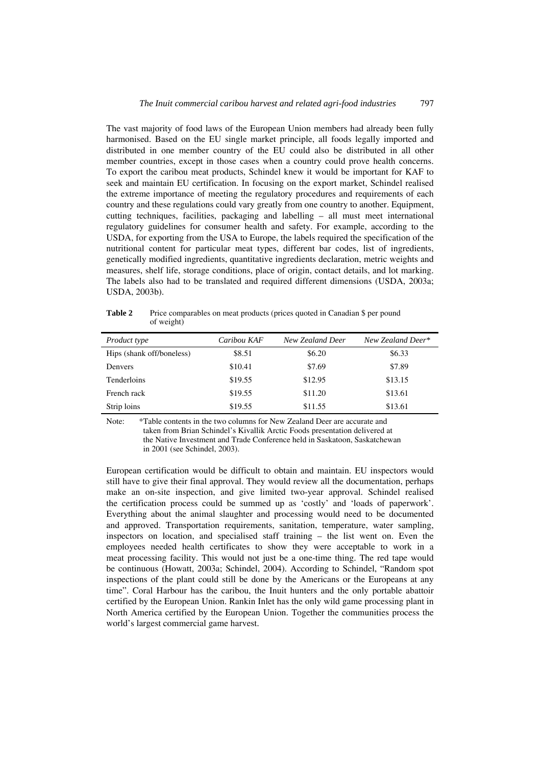The vast majority of food laws of the European Union members had already been fully harmonised. Based on the EU single market principle, all foods legally imported and distributed in one member country of the EU could also be distributed in all other member countries, except in those cases when a country could prove health concerns. To export the caribou meat products, Schindel knew it would be important for KAF to seek and maintain EU certification. In focusing on the export market, Schindel realised the extreme importance of meeting the regulatory procedures and requirements of each country and these regulations could vary greatly from one country to another. Equipment, cutting techniques, facilities, packaging and labelling – all must meet international regulatory guidelines for consumer health and safety. For example, according to the USDA, for exporting from the USA to Europe, the labels required the specification of the nutritional content for particular meat types, different bar codes, list of ingredients, genetically modified ingredients, quantitative ingredients declaration, metric weights and measures, shelf life, storage conditions, place of origin, contact details, and lot marking. The labels also had to be translated and required different dimensions (USDA, 2003a; USDA, 2003b).

**Table 2** Price comparables on meat products (prices quoted in Canadian $ per pound of weight)

| *Product type* | *Caribou KAF* | *New Zealand Deer* | *New Zealand Deer** |
|---|---|---|---|
| Hips (shank off/boneless) | $8.51 | $6.20 | $6.33 |
| Denvers | $10.41 | $7.69 | $7.89 |
| Tenderloins | $19.55 | $12.95 | $13.15 |
| French rack | $19.55 | $11.20 | $13.61 |
| Strip loins | $19.55 | $11.55 | $13.61 |

Note: *Table contents in the two columns for New Zealand Deer are accurate and taken from Brian Schindel's Kivallik Arctic Foods presentation delivered at the Native Investment and Trade Conference held in Saskatoon, Saskatchewan in 2001 (see Schindel, 2003).

European certification would be difficult to obtain and maintain. EU inspectors would still have to give their final approval. They would review all the documentation, perhaps make an on-site inspection, and give limited two-year approval. Schindel realised the certification process could be summed up as 'costly' and 'loads of paperwork'. Everything about the animal slaughter and processing would need to be documented and approved. Transportation requirements, sanitation, temperature, water sampling, inspectors on location, and specialised staff training – the list went on. Even the employees needed health certificates to show they were acceptable to work in a meat processing facility. This would not just be a one-time thing. The red tape would be continuous (Howatt, 2003a; Schindel, 2004). According to Schindel, "Random spot inspections of the plant could still be done by the Americans or the Europeans at any time". Coral Harbour has the caribou, the Inuit hunters and the only portable abattoir certified by the European Union. Rankin Inlet has the only wild game processing plant in North America certified by the European Union. Together the communities process the world's largest commercial game harvest.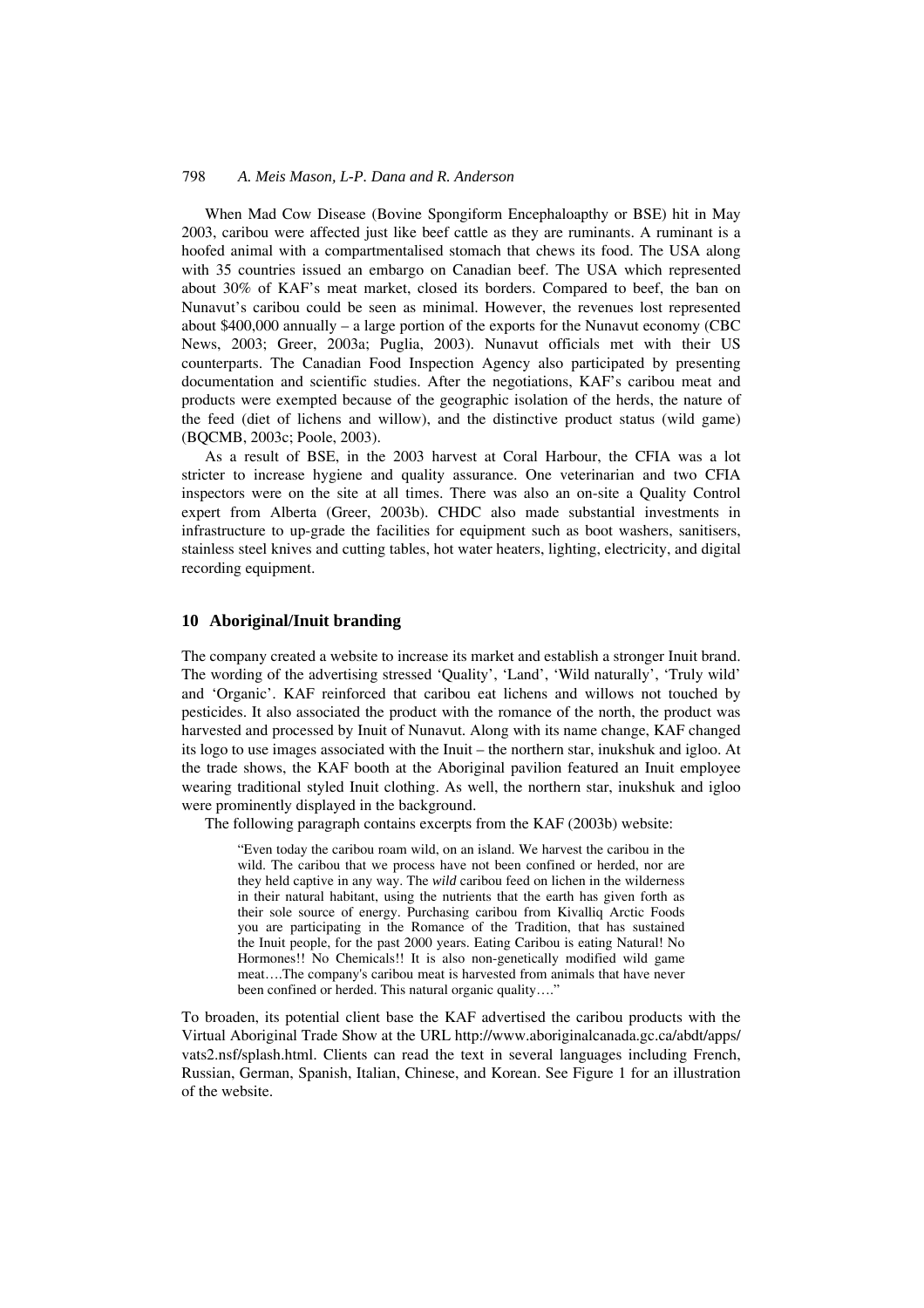When Mad Cow Disease (Bovine Spongiform Encephaloapthy or BSE) hit in May 2003, caribou were affected just like beef cattle as they are ruminants. A ruminant is a hoofed animal with a compartmentalised stomach that chews its food. The USA along with 35 countries issued an embargo on Canadian beef. The USA which represented about 30% of KAF's meat market, closed its borders. Compared to beef, the ban on Nunavut's caribou could be seen as minimal. However, the revenues lost represented about $400,000 annually – a large portion of the exports for the Nunavut economy (CBC News, 2003; Greer, 2003a; Puglia, 2003). Nunavut officials met with their US counterparts. The Canadian Food Inspection Agency also participated by presenting documentation and scientific studies. After the negotiations, KAF's caribou meat and products were exempted because of the geographic isolation of the herds, the nature of the feed (diet of lichens and willow), and the distinctive product status (wild game) (BQCMB, 2003c; Poole, 2003).

As a result of BSE, in the 2003 harvest at Coral Harbour, the CFIA was a lot stricter to increase hygiene and quality assurance. One veterinarian and two CFIA inspectors were on the site at all times. There was also an on-site a Quality Control expert from Alberta (Greer, 2003b). CHDC also made substantial investments in infrastructure to up-grade the facilities for equipment such as boot washers, sanitisers, stainless steel knives and cutting tables, hot water heaters, lighting, electricity, and digital recording equipment.

## 10 Aboriginal/Inuit branding

The company created a website to increase its market and establish a stronger Inuit brand. The wording of the advertising stressed 'Quality', 'Land', 'Wild naturally', 'Truly wild' and 'Organic'. KAF reinforced that caribou eat lichens and willows not touched by pesticides. It also associated the product with the romance of the north, the product was harvested and processed by Inuit of Nunavut. Along with its name change, KAF changed its logo to use images associated with the Inuit – the northern star, inukshuk and igloo. At the trade shows, the KAF booth at the Aboriginal pavilion featured an Inuit employee wearing traditional styled Inuit clothing. As well, the northern star, inukshuk and igloo were prominently displayed in the background.

The following paragraph contains excerpts from the KAF (2003b) website:

> "Even today the caribou roam wild, on an island. We harvest the caribou in the wild. The caribou that we process have not been confined or herded, nor are they held captive in any way. The *wild* caribou feed on lichen in the wilderness in their natural habitant, using the nutrients that the earth has given forth as their sole source of energy. Purchasing caribou from Kivalliq Arctic Foods you are participating in the Romance of the Tradition, that has sustained the Inuit people, for the past 2000 years. Eating Caribou is eating Natural! No Hormones!! No Chemicals!! It is also non-genetically modified wild game meat….The company's caribou meat is harvested from animals that have never been confined or herded. This natural organic quality…."

To broaden, its potential client base the KAF advertised the caribou products with the Virtual Aboriginal Trade Show at the URL http://www.aboriginalcanada.gc.ca/abdt/apps/vats2.nsf/splash.html. Clients can read the text in several languages including French, Russian, German, Spanish, Italian, Chinese, and Korean. See Figure 1 for an illustration of the website.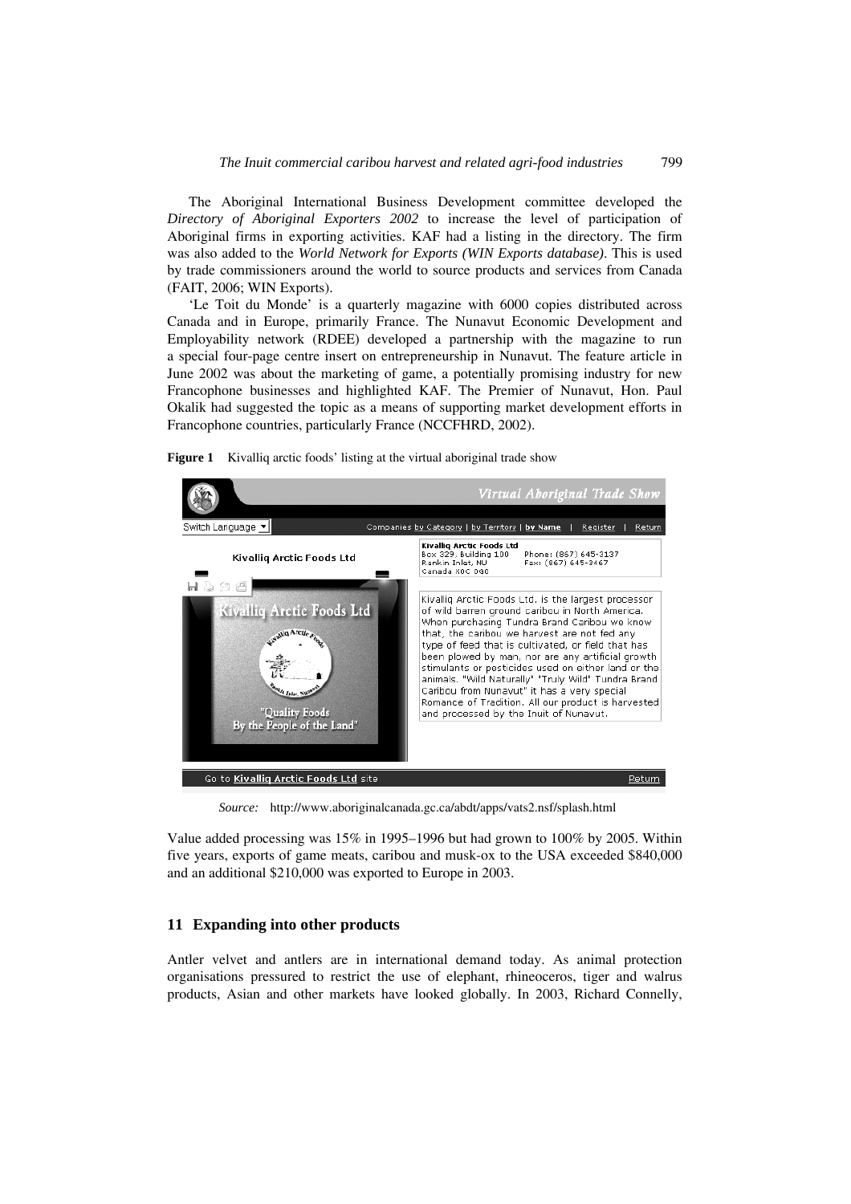The Aboriginal International Business Development committee developed the *Directory of Aboriginal Exporters 2002* to increase the level of participation of Aboriginal firms in exporting activities. KAF had a listing in the directory. The firm was also added to the *World Network for Exports (WIN Exports database)*. This is used by trade commissioners around the world to source products and services from Canada (FAIT, 2006; WIN Exports).

'Le Toit du Monde' is a quarterly magazine with 6000 copies distributed across Canada and in Europe, primarily France. The Nunavut Economic Development and Employability network (RDEE) developed a partnership with the magazine to run a special four-page centre insert on entrepreneurship in Nunavut. The feature article in June 2002 was about the marketing of game, a potentially promising industry for new Francophone businesses and highlighted KAF. The Premier of Nunavut, Hon. Paul Okalik had suggested the topic as a means of supporting market development efforts in Francophone countries, particularly France (NCCFHRD, 2002).

**Figure 1** Kivalliq arctic foods' listing at the virtual aboriginal trade show

*Source:* http://www.aboriginalcanada.gc.ca/abdt/apps/vats2.nsf/splash.html

Value added processing was 15% in 1995–1996 but had grown to 100% by 2005. Within five years, exports of game meats, caribou and musk-ox to the USA exceeded $840,000 and an additional $210,000 was exported to Europe in 2003.

## 11 Expanding into other products

Antler velvet and antlers are in international demand today. As animal protection organisations pressured to restrict the use of elephant, rhineoceros, tiger and walrus products, Asian and other markets have looked globally. In 2003, Richard Connelly,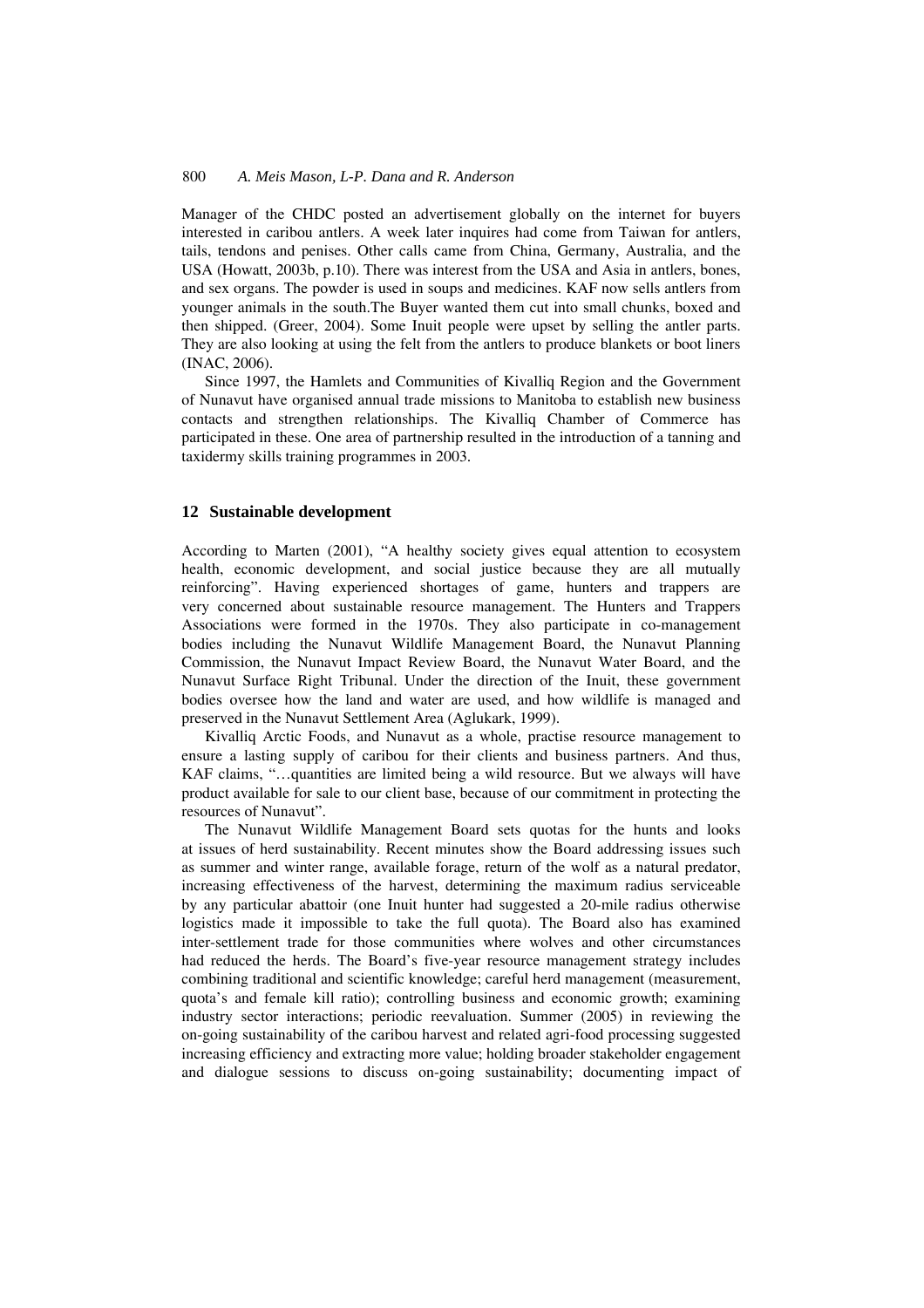Manager of the CHDC posted an advertisement globally on the internet for buyers interested in caribou antlers. A week later inquires had come from Taiwan for antlers, tails, tendons and penises. Other calls came from China, Germany, Australia, and the USA (Howatt, 2003b, p.10). There was interest from the USA and Asia in antlers, bones, and sex organs. The powder is used in soups and medicines. KAF now sells antlers from younger animals in the south.The Buyer wanted them cut into small chunks, boxed and then shipped. (Greer, 2004). Some Inuit people were upset by selling the antler parts. They are also looking at using the felt from the antlers to produce blankets or boot liners (INAC, 2006).

Since 1997, the Hamlets and Communities of Kivalliq Region and the Government of Nunavut have organised annual trade missions to Manitoba to establish new business contacts and strengthen relationships. The Kivalliq Chamber of Commerce has participated in these. One area of partnership resulted in the introduction of a tanning and taxidermy skills training programmes in 2003.

## 12 Sustainable development

According to Marten (2001), "A healthy society gives equal attention to ecosystem health, economic development, and social justice because they are all mutually reinforcing". Having experienced shortages of game, hunters and trappers are very concerned about sustainable resource management. The Hunters and Trappers Associations were formed in the 1970s. They also participate in co-management bodies including the Nunavut Wildlife Management Board, the Nunavut Planning Commission, the Nunavut Impact Review Board, the Nunavut Water Board, and the Nunavut Surface Right Tribunal. Under the direction of the Inuit, these government bodies oversee how the land and water are used, and how wildlife is managed and preserved in the Nunavut Settlement Area (Aglukark, 1999).

Kivalliq Arctic Foods, and Nunavut as a whole, practise resource management to ensure a lasting supply of caribou for their clients and business partners. And thus, KAF claims, "…quantities are limited being a wild resource. But we always will have product available for sale to our client base, because of our commitment in protecting the resources of Nunavut".

The Nunavut Wildlife Management Board sets quotas for the hunts and looks at issues of herd sustainability. Recent minutes show the Board addressing issues such as summer and winter range, available forage, return of the wolf as a natural predator, increasing effectiveness of the harvest, determining the maximum radius serviceable by any particular abattoir (one Inuit hunter had suggested a 20-mile radius otherwise logistics made it impossible to take the full quota). The Board also has examined inter-settlement trade for those communities where wolves and other circumstances had reduced the herds. The Board's five-year resource management strategy includes combining traditional and scientific knowledge; careful herd management (measurement, quota's and female kill ratio); controlling business and economic growth; examining industry sector interactions; periodic reevaluation. Summer (2005) in reviewing the on-going sustainability of the caribou harvest and related agri-food processing suggested increasing efficiency and extracting more value; holding broader stakeholder engagement and dialogue sessions to discuss on-going sustainability; documenting impact of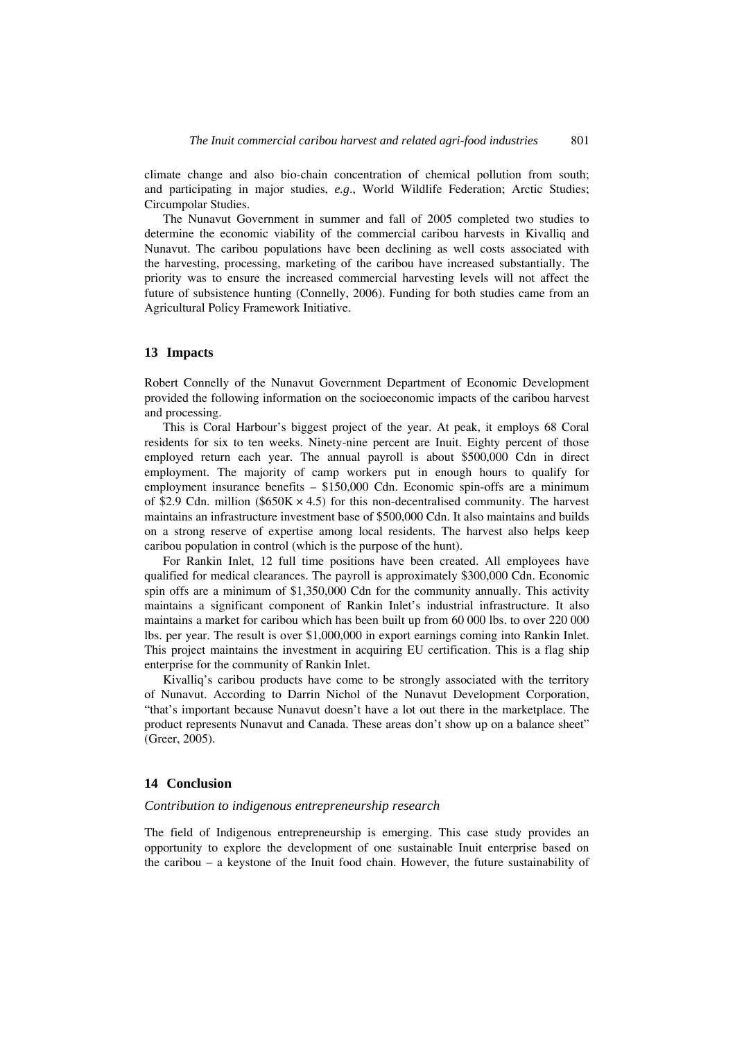climate change and also bio-chain concentration of chemical pollution from south; and participating in major studies, *e.g*., World Wildlife Federation; Arctic Studies; Circumpolar Studies.

The Nunavut Government in summer and fall of 2005 completed two studies to determine the economic viability of the commercial caribou harvests in Kivalliq and Nunavut. The caribou populations have been declining as well costs associated with the harvesting, processing, marketing of the caribou have increased substantially. The priority was to ensure the increased commercial harvesting levels will not affect the future of subsistence hunting (Connelly, 2006). Funding for both studies came from an Agricultural Policy Framework Initiative.

## 13 Impacts

Robert Connelly of the Nunavut Government Department of Economic Development provided the following information on the socioeconomic impacts of the caribou harvest and processing.

This is Coral Harbour's biggest project of the year. At peak, it employs 68 Coral residents for six to ten weeks. Ninety-nine percent are Inuit. Eighty percent of those employed return each year. The annual payroll is about \$500,000 Cdn in direct employment. The majority of camp workers put in enough hours to qualify for employment insurance benefits – \$150,000 Cdn. Economic spin-offs are a minimum of \$2.9 Cdn. million (\$650K × 4.5) for this non-decentralised community. The harvest maintains an infrastructure investment base of \$500,000 Cdn. It also maintains and builds on a strong reserve of expertise among local residents. The harvest also helps keep caribou population in control (which is the purpose of the hunt).

For Rankin Inlet, 12 full time positions have been created. All employees have qualified for medical clearances. The payroll is approximately \$300,000 Cdn. Economic spin offs are a minimum of \$1,350,000 Cdn for the community annually. This activity maintains a significant component of Rankin Inlet's industrial infrastructure. It also maintains a market for caribou which has been built up from 60 000 lbs. to over 220 000 lbs. per year. The result is over \$1,000,000 in export earnings coming into Rankin Inlet. This project maintains the investment in acquiring EU certification. This is a flag ship enterprise for the community of Rankin Inlet.

Kivalliq's caribou products have come to be strongly associated with the territory of Nunavut. According to Darrin Nichol of the Nunavut Development Corporation, "that's important because Nunavut doesn't have a lot out there in the marketplace. The product represents Nunavut and Canada. These areas don't show up on a balance sheet" (Greer, 2005).

## 14 Conclusion

*Contribution to indigenous entrepreneurship research*

The field of Indigenous entrepreneurship is emerging. This case study provides an opportunity to explore the development of one sustainable Inuit enterprise based on the caribou – a keystone of the Inuit food chain. However, the future sustainability of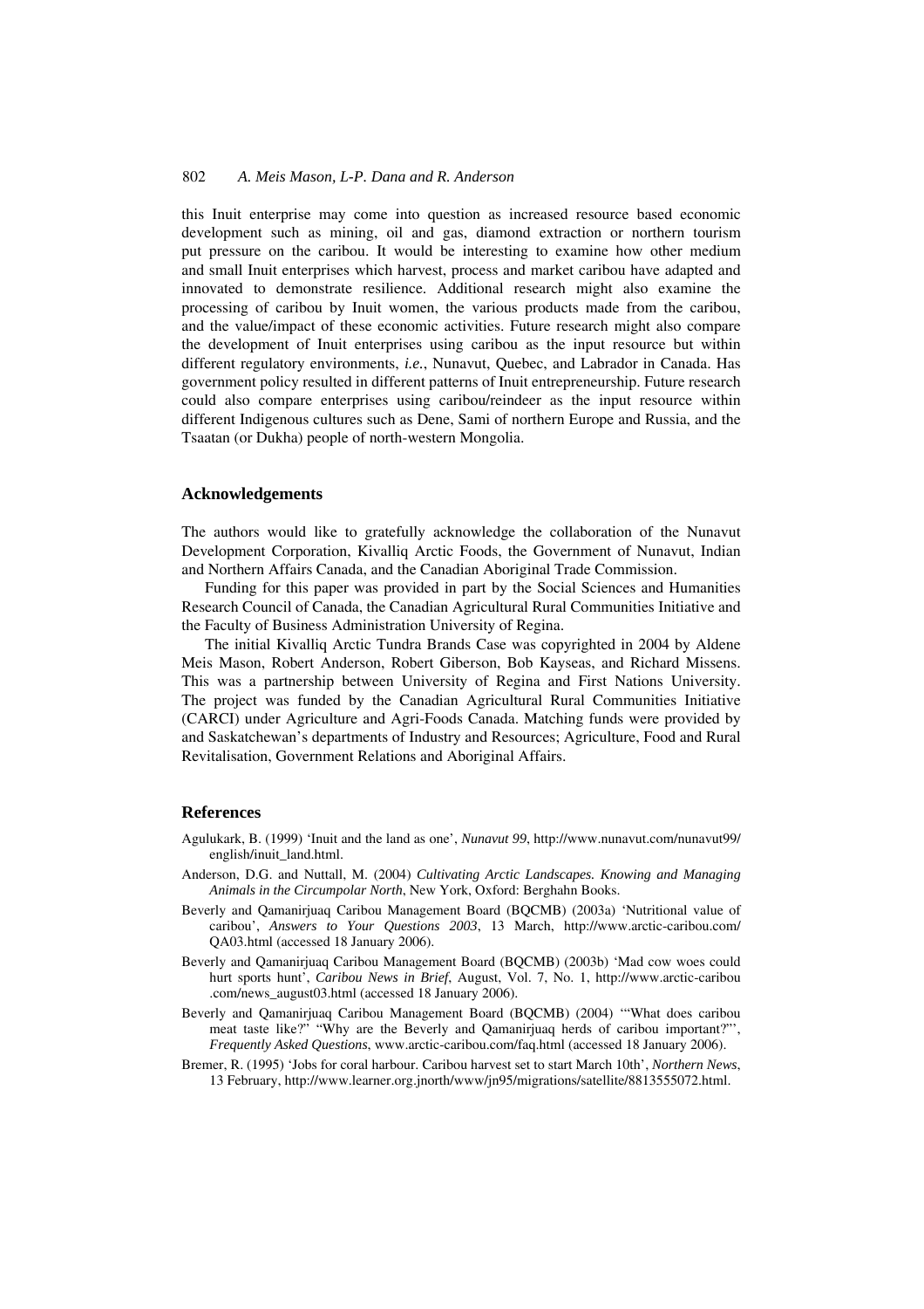this Inuit enterprise may come into question as increased resource based economic development such as mining, oil and gas, diamond extraction or northern tourism put pressure on the caribou. It would be interesting to examine how other medium and small Inuit enterprises which harvest, process and market caribou have adapted and innovated to demonstrate resilience. Additional research might also examine the processing of caribou by Inuit women, the various products made from the caribou, and the value/impact of these economic activities. Future research might also compare the development of Inuit enterprises using caribou as the input resource but within different regulatory environments, *i.e.*, Nunavut, Quebec, and Labrador in Canada. Has government policy resulted in different patterns of Inuit entrepreneurship. Future research could also compare enterprises using caribou/reindeer as the input resource within different Indigenous cultures such as Dene, Sami of northern Europe and Russia, and the Tsaatan (or Dukha) people of north-western Mongolia.

## Acknowledgements

The authors would like to gratefully acknowledge the collaboration of the Nunavut Development Corporation, Kivalliq Arctic Foods, the Government of Nunavut, Indian and Northern Affairs Canada, and the Canadian Aboriginal Trade Commission.

Funding for this paper was provided in part by the Social Sciences and Humanities Research Council of Canada, the Canadian Agricultural Rural Communities Initiative and the Faculty of Business Administration University of Regina.

The initial Kivalliq Arctic Tundra Brands Case was copyrighted in 2004 by Aldene Meis Mason, Robert Anderson, Robert Giberson, Bob Kayseas, and Richard Missens. This was a partnership between University of Regina and First Nations University. The project was funded by the Canadian Agricultural Rural Communities Initiative (CARCI) under Agriculture and Agri-Foods Canada. Matching funds were provided by and Saskatchewan's departments of Industry and Resources; Agriculture, Food and Rural Revitalisation, Government Relations and Aboriginal Affairs.

## References

Agulukark, B. (1999) 'Inuit and the land as one', *Nunavut 99*, http://www.nunavut.com/nunavut99/english/inuit_land.html.

Anderson, D.G. and Nuttall, M. (2004) *Cultivating Arctic Landscapes. Knowing and Managing Animals in the Circumpolar North*, New York, Oxford: Berghahn Books.

Beverly and Qamanirjuaq Caribou Management Board (BQCMB) (2003a) 'Nutritional value of caribou', *Answers to Your Questions 2003*, 13 March, http://www.arctic-caribou.com/QA03.html (accessed 18 January 2006).

Beverly and Qamanirjuaq Caribou Management Board (BQCMB) (2003b) 'Mad cow woes could hurt sports hunt', *Caribou News in Brief*, August, Vol. 7, No. 1, http://www.arctic-caribou.com/news_august03.html (accessed 18 January 2006).

Beverly and Qamanirjuaq Caribou Management Board (BQCMB) (2004) '"What does caribou meat taste like?" "Why are the Beverly and Qamanirjuaq herds of caribou important?"', *Frequently Asked Questions*, www.arctic-caribou.com/faq.html (accessed 18 January 2006).

Bremer, R. (1995) 'Jobs for coral harbour. Caribou harvest set to start March 10th', *Northern News*, 13 February, http://www.learner.org.jnorth/www/jn95/migrations/satellite/8813555072.html.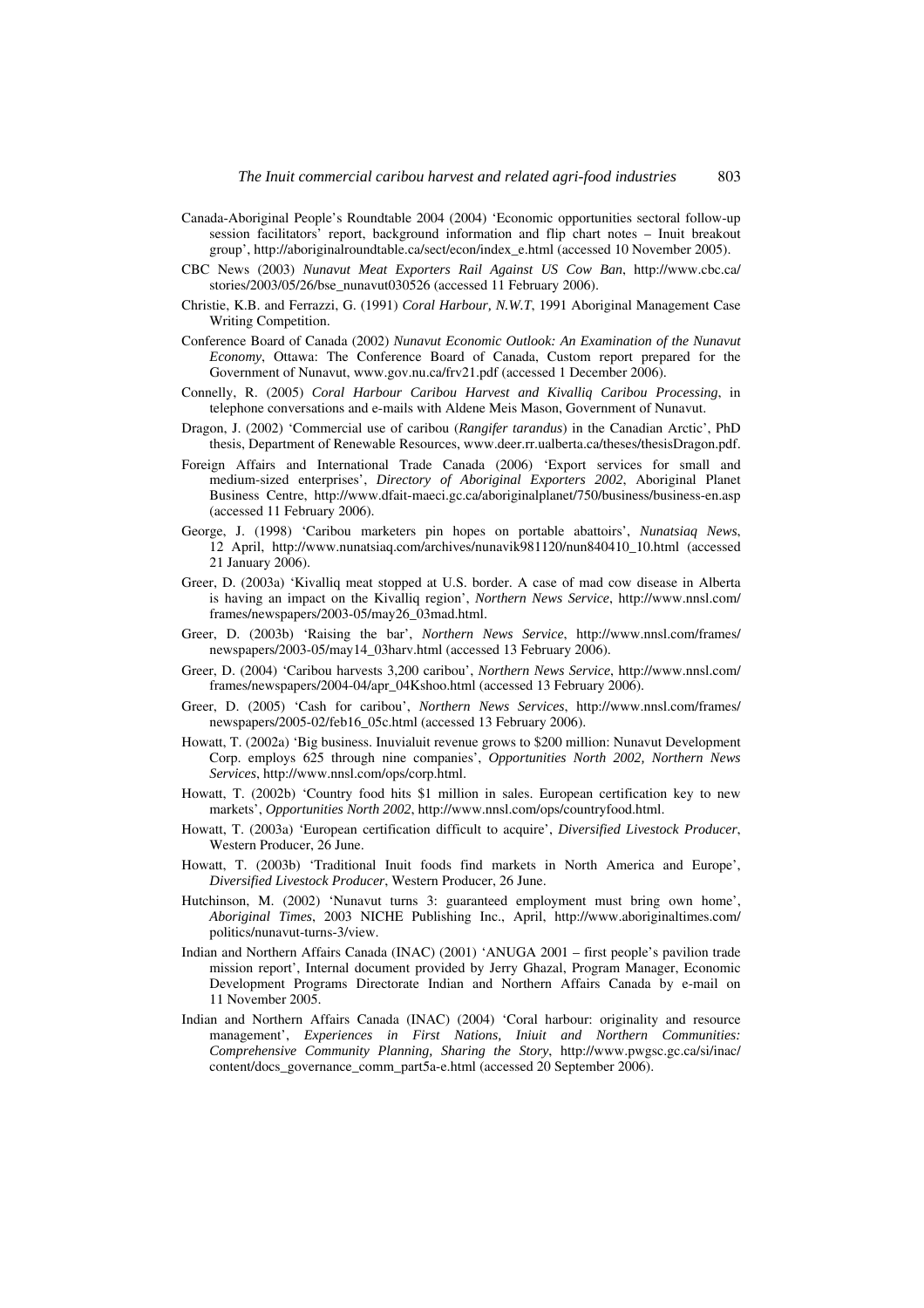Canada-Aboriginal People's Roundtable 2004 (2004) 'Economic opportunities sectoral follow-up session facilitators' report, background information and flip chart notes – Inuit breakout group', http://aboriginalroundtable.ca/sect/econ/index_e.html (accessed 10 November 2005).

CBC News (2003) *Nunavut Meat Exporters Rail Against US Cow Ban*, http://www.cbc.ca/stories/2003/05/26/bse_nunavut030526 (accessed 11 February 2006).

Christie, K.B. and Ferrazzi, G. (1991) *Coral Harbour, N.W.T*, 1991 Aboriginal Management Case Writing Competition.

Conference Board of Canada (2002) *Nunavut Economic Outlook: An Examination of the Nunavut Economy*, Ottawa: The Conference Board of Canada, Custom report prepared for the Government of Nunavut, www.gov.nu.ca/frv21.pdf (accessed 1 December 2006).

Connelly, R. (2005) *Coral Harbour Caribou Harvest and Kivalliq Caribou Processing*, in telephone conversations and e-mails with Aldene Meis Mason, Government of Nunavut.

Dragon, J. (2002) 'Commercial use of caribou (*Rangifer tarandus*) in the Canadian Arctic', PhD thesis, Department of Renewable Resources, www.deer.rr.ualberta.ca/theses/thesisDragon.pdf.

Foreign Affairs and International Trade Canada (2006) 'Export services for small and medium-sized enterprises', *Directory of Aboriginal Exporters 2002*, Aboriginal Planet Business Centre, http://www.dfait-maeci.gc.ca/aboriginalplanet/750/business/business-en.asp (accessed 11 February 2006).

George, J. (1998) 'Caribou marketers pin hopes on portable abattoirs', *Nunatsiaq News*, 12 April, http://www.nunatsiaq.com/archives/nunavik981120/nun840410_10.html (accessed 21 January 2006).

Greer, D. (2003a) 'Kivalliq meat stopped at U.S. border. A case of mad cow disease in Alberta is having an impact on the Kivalliq region', *Northern News Service*, http://www.nnsl.com/frames/newspapers/2003-05/may26_03mad.html.

Greer, D. (2003b) 'Raising the bar', *Northern News Service*, http://www.nnsl.com/frames/newspapers/2003-05/may14_03harv.html (accessed 13 February 2006).

Greer, D. (2004) 'Caribou harvests 3,200 caribou', *Northern News Service*, http://www.nnsl.com/frames/newspapers/2004-04/apr_04Kshoo.html (accessed 13 February 2006).

Greer, D. (2005) 'Cash for caribou', *Northern News Services*, http://www.nnsl.com/frames/newspapers/2005-02/feb16_05c.html (accessed 13 February 2006).

Howatt, T. (2002a) 'Big business. Inuvialuit revenue grows to \$200 million: Nunavut Development Corp. employs 625 through nine companies', *Opportunities North 2002, Northern News Services*, http://www.nnsl.com/ops/corp.html.

Howatt, T. (2002b) 'Country food hits \$1 million in sales. European certification key to new markets', *Opportunities North 2002*, http://www.nnsl.com/ops/countryfood.html.

Howatt, T. (2003a) 'European certification difficult to acquire', *Diversified Livestock Producer*, Western Producer, 26 June.

Howatt, T. (2003b) 'Traditional Inuit foods find markets in North America and Europe', *Diversified Livestock Producer*, Western Producer, 26 June.

Hutchinson, M. (2002) 'Nunavut turns 3: guaranteed employment must bring own home', *Aboriginal Times*, 2003 NICHE Publishing Inc., April, http://www.aboriginaltimes.com/politics/nunavut-turns-3/view.

Indian and Northern Affairs Canada (INAC) (2001) 'ANUGA 2001 – first people's pavilion trade mission report', Internal document provided by Jerry Ghazal, Program Manager, Economic Development Programs Directorate Indian and Northern Affairs Canada by e-mail on 11 November 2005.

Indian and Northern Affairs Canada (INAC) (2004) 'Coral harbour: originality and resource management', *Experiences in First Nations, Iniuit and Northern Communities: Comprehensive Community Planning, Sharing the Story*, http://www.pwgsc.gc.ca/si/inac/content/docs_governance_comm_part5a-e.html (accessed 20 September 2006).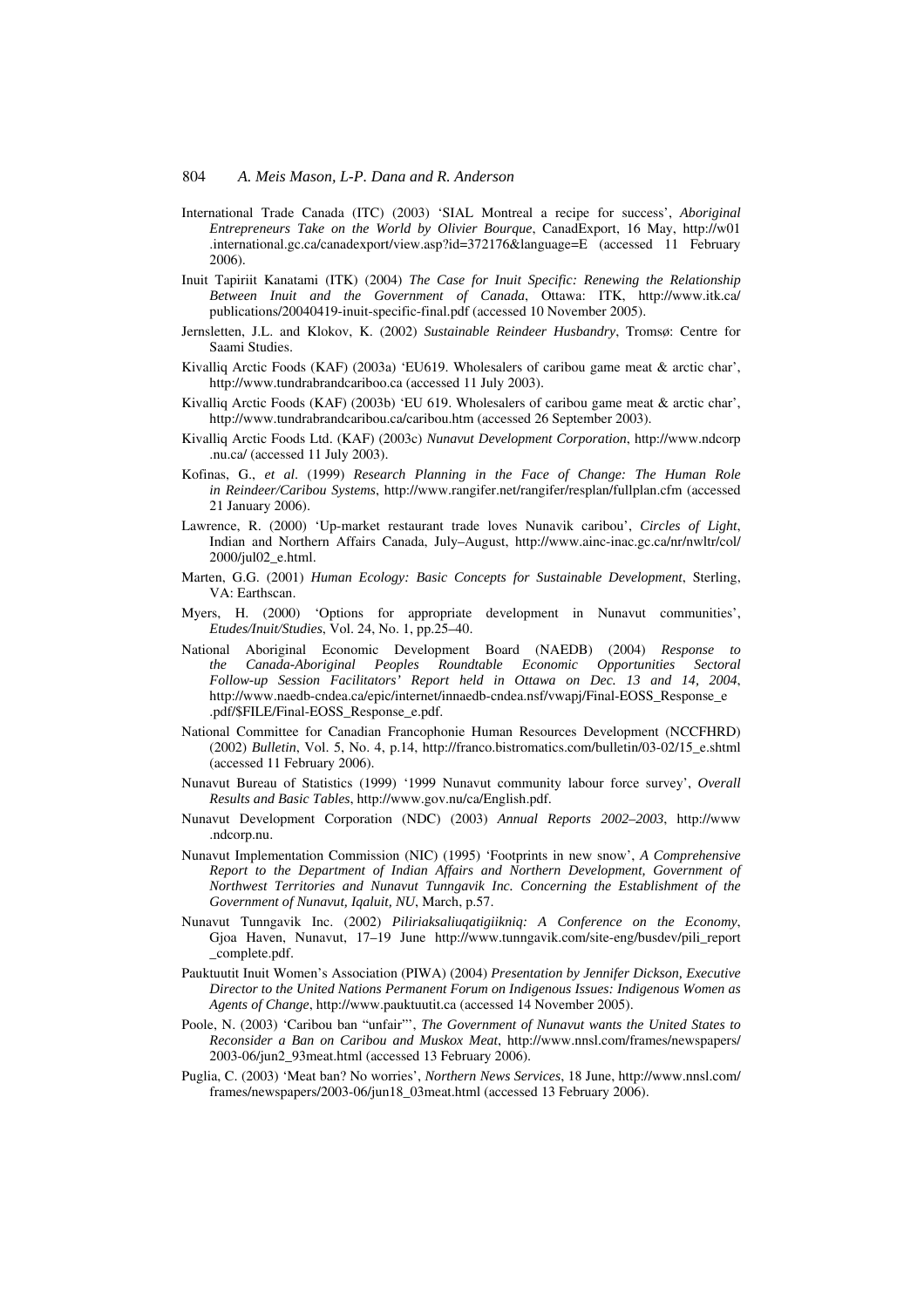International Trade Canada (ITC) (2003) 'SIAL Montreal a recipe for success', *Aboriginal Entrepreneurs Take on the World by Olivier Bourque*, CanadExport, 16 May, http://w01.international.gc.ca/canadexport/view.asp?id=372176&language=E (accessed 11 February 2006).

Inuit Tapiriit Kanatami (ITK) (2004) *The Case for Inuit Specific: Renewing the Relationship Between Inuit and the Government of Canada*, Ottawa: ITK, http://www.itk.ca/publications/20040419-inuit-specific-final.pdf (accessed 10 November 2005).

Jernsletten, J.L. and Klokov, K. (2002) *Sustainable Reindeer Husbandry*, Tromsø: Centre for Saami Studies.

Kivalliq Arctic Foods (KAF) (2003a) 'EU619. Wholesalers of caribou game meat & arctic char', http://www.tundrabrandcariboo.ca (accessed 11 July 2003).

Kivalliq Arctic Foods (KAF) (2003b) 'EU 619. Wholesalers of caribou game meat & arctic char', http://www.tundrabrandcaribou.ca/caribou.htm (accessed 26 September 2003).

Kivalliq Arctic Foods Ltd. (KAF) (2003c) *Nunavut Development Corporation*, http://www.ndcorp.nu.ca/ (accessed 11 July 2003).

Kofinas, G., *et al*. (1999) *Research Planning in the Face of Change: The Human Role in Reindeer/Caribou Systems*, http://www.rangifer.net/rangifer/resplan/fullplan.cfm (accessed 21 January 2006).

Lawrence, R. (2000) 'Up-market restaurant trade loves Nunavik caribou', *Circles of Light*, Indian and Northern Affairs Canada, July–August, http://www.ainc-inac.gc.ca/nr/nwltr/col/2000/jul02_e.html.

Marten, G.G. (2001) *Human Ecology: Basic Concepts for Sustainable Development*, Sterling, VA: Earthscan.

Myers, H. (2000) 'Options for appropriate development in Nunavut communities', *Etudes/Inuit/Studies*, Vol. 24, No. 1, pp.25–40.

National Aboriginal Economic Development Board (NAEDB) (2004) *Response to the Canada-Aboriginal Peoples Roundtable Economic Opportunities Sectoral Follow-up Session Facilitators' Report held in Ottawa on Dec. 13 and 14, 2004*, http://www.naedb-cndea.ca/epic/internet/innaedb-cndea.nsf/vwapj/Final-EOSS_Response_e.pdf/$FILE/Final-EOSS_Response_e.pdf.

National Committee for Canadian Francophonie Human Resources Development (NCCFHRD) (2002) *Bulletin*, Vol. 5, No. 4, p.14, http://franco.bistromatics.com/bulletin/03-02/15_e.shtml (accessed 11 February 2006).

Nunavut Bureau of Statistics (1999) '1999 Nunavut community labour force survey', *Overall Results and Basic Tables*, http://www.gov.nu/ca/English.pdf.

Nunavut Development Corporation (NDC) (2003) *Annual Reports 2002–2003*, http://www.ndcorp.nu.

Nunavut Implementation Commission (NIC) (1995) 'Footprints in new snow', *A Comprehensive Report to the Department of Indian Affairs and Northern Development, Government of Northwest Territories and Nunavut Tunngavik Inc. Concerning the Establishment of the Government of Nunavut, Iqaluit, NU*, March, p.57.

Nunavut Tunngavik Inc. (2002) *Piliriaksaliuqatigiikniq: A Conference on the Economy*, Gjoa Haven, Nunavut, 17–19 June http://www.tunngavik.com/site-eng/busdev/pili_report_complete.pdf.

Pauktuutit Inuit Women's Association (PIWA) (2004) *Presentation by Jennifer Dickson, Executive Director to the United Nations Permanent Forum on Indigenous Issues: Indigenous Women as Agents of Change*, http://www.pauktuutit.ca (accessed 14 November 2005).

Poole, N. (2003) 'Caribou ban "unfair"', *The Government of Nunavut wants the United States to Reconsider a Ban on Caribou and Muskox Meat*, http://www.nnsl.com/frames/newspapers/2003-06/jun2_93meat.html (accessed 13 February 2006).

Puglia, C. (2003) 'Meat ban? No worries', *Northern News Services*, 18 June, http://www.nnsl.com/frames/newspapers/2003-06/jun18_03meat.html (accessed 13 February 2006).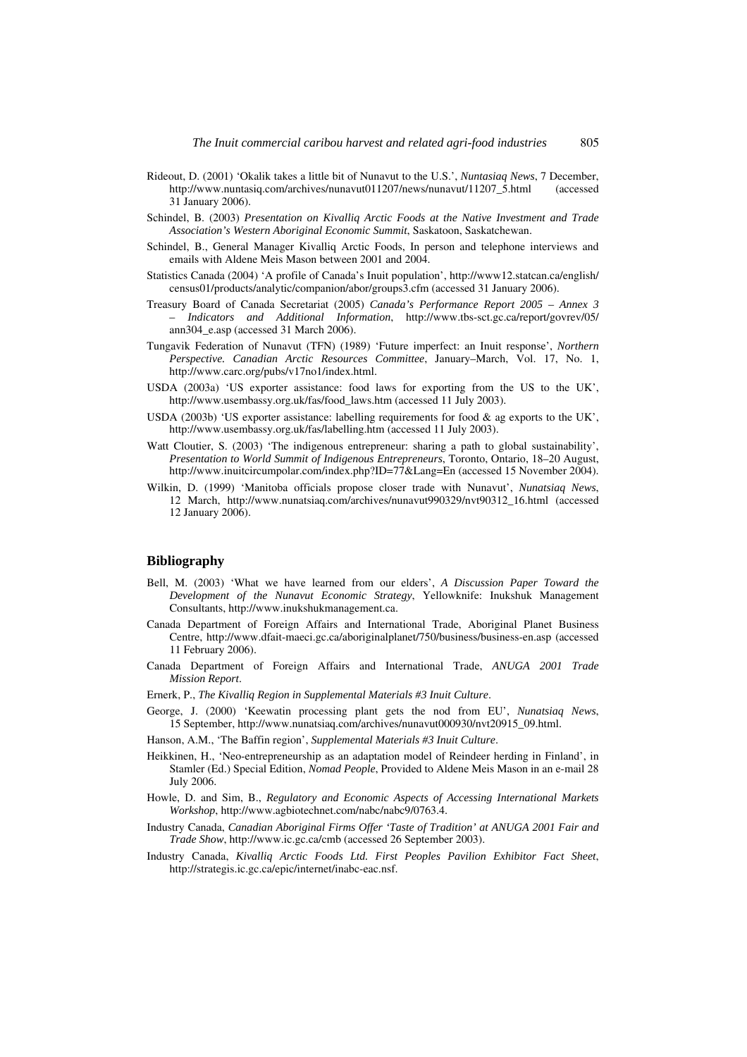Rideout, D. (2001) 'Okalik takes a little bit of Nunavut to the U.S.', *Nuntasiaq News*, 7 December, http://www.nuntasiq.com/archives/nunavut011207/news/nunavut/11207_5.html (accessed 31 January 2006).

Schindel, B. (2003) *Presentation on Kivalliq Arctic Foods at the Native Investment and Trade Association's Western Aboriginal Economic Summit*, Saskatoon, Saskatchewan.

Schindel, B., General Manager Kivalliq Arctic Foods, In person and telephone interviews and emails with Aldene Meis Mason between 2001 and 2004.

Statistics Canada (2004) 'A profile of Canada's Inuit population', http://www12.statcan.ca/english/census01/products/analytic/companion/abor/groups3.cfm (accessed 31 January 2006).

Treasury Board of Canada Secretariat (2005) *Canada's Performance Report 2005 – Annex 3 – Indicators and Additional Information*, http://www.tbs-sct.gc.ca/report/govrev/05/ann304_e.asp (accessed 31 March 2006).

Tungavik Federation of Nunavut (TFN) (1989) 'Future imperfect: an Inuit response', *Northern Perspective. Canadian Arctic Resources Committee*, January–March, Vol. 17, No. 1, http://www.carc.org/pubs/v17no1/index.html.

USDA (2003a) 'US exporter assistance: food laws for exporting from the US to the UK', http://www.usembassy.org.uk/fas/food_laws.htm (accessed 11 July 2003).

USDA (2003b) 'US exporter assistance: labelling requirements for food & ag exports to the UK', http://www.usembassy.org.uk/fas/labelling.htm (accessed 11 July 2003).

Watt Cloutier, S. (2003) 'The indigenous entrepreneur: sharing a path to global sustainability', *Presentation to World Summit of Indigenous Entrepreneurs*, Toronto, Ontario, 18–20 August, http://www.inuitcircumpolar.com/index.php?ID=77&Lang=En (accessed 15 November 2004).

Wilkin, D. (1999) 'Manitoba officials propose closer trade with Nunavut', *Nunatsiaq News*, 12 March, http://www.nunatsiaq.com/archives/nunavut990329/nvt90312_16.html (accessed 12 January 2006).

## Bibliography

Bell, M. (2003) 'What we have learned from our elders', *A Discussion Paper Toward the Development of the Nunavut Economic Strategy*, Yellowknife: Inukshuk Management Consultants, http://www.inukshukmanagement.ca.

Canada Department of Foreign Affairs and International Trade, Aboriginal Planet Business Centre, http://www.dfait-maeci.gc.ca/aboriginalplanet/750/business/business-en.asp (accessed 11 February 2006).

Canada Department of Foreign Affairs and International Trade, *ANUGA 2001 Trade Mission Report*.

Ernerk, P., *The Kivalliq Region in Supplemental Materials #3 Inuit Culture*.

George, J. (2000) 'Keewatin processing plant gets the nod from EU', *Nunatsiaq News*, 15 September, http://www.nunatsiaq.com/archives/nunavut000930/nvt20915_09.html.

Hanson, A.M., 'The Baffin region', *Supplemental Materials #3 Inuit Culture*.

Heikkinen, H., 'Neo-entrepreneurship as an adaptation model of Reindeer herding in Finland', in Stamler (Ed.) Special Edition, *Nomad People*, Provided to Aldene Meis Mason in an e-mail 28 July 2006.

Howle, D. and Sim, B., *Regulatory and Economic Aspects of Accessing International Markets Workshop*, http://www.agbiotechnet.com/nabc/nabc9/0763.4.

Industry Canada, *Canadian Aboriginal Firms Offer 'Taste of Tradition' at ANUGA 2001 Fair and Trade Show*, http://www.ic.gc.ca/cmb (accessed 26 September 2003).

Industry Canada, *Kivalliq Arctic Foods Ltd. First Peoples Pavilion Exhibitor Fact Sheet*, http://strategis.ic.gc.ca/epic/internet/inabc-eac.nsf.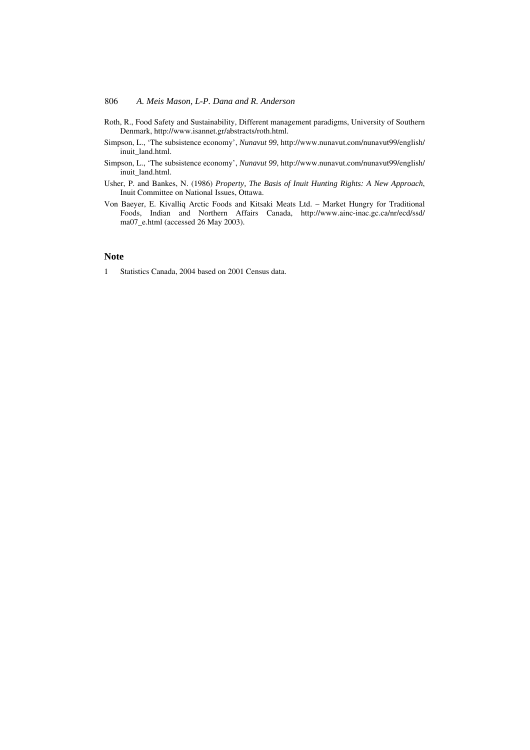Roth, R., Food Safety and Sustainability, Different management paradigms, University of Southern Denmark, http://www.isannet.gr/abstracts/roth.html.

Simpson, L., 'The subsistence economy', *Nunavut 99*, http://www.nunavut.com/nunavut99/english/inuit_land.html.

Simpson, L., 'The subsistence economy', *Nunavut 99*, http://www.nunavut.com/nunavut99/english/inuit_land.html.

Usher, P. and Bankes, N. (1986) *Property, The Basis of Inuit Hunting Rights: A New Approach*, Inuit Committee on National Issues, Ottawa.

Von Baeyer, E. Kivalliq Arctic Foods and Kitsaki Meats Ltd. – Market Hungry for Traditional Foods, Indian and Northern Affairs Canada, http://www.ainc-inac.gc.ca/nr/ecd/ssd/ma07_e.html (accessed 26 May 2003).

## Note

1 Statistics Canada, 2004 based on 2001 Census data.